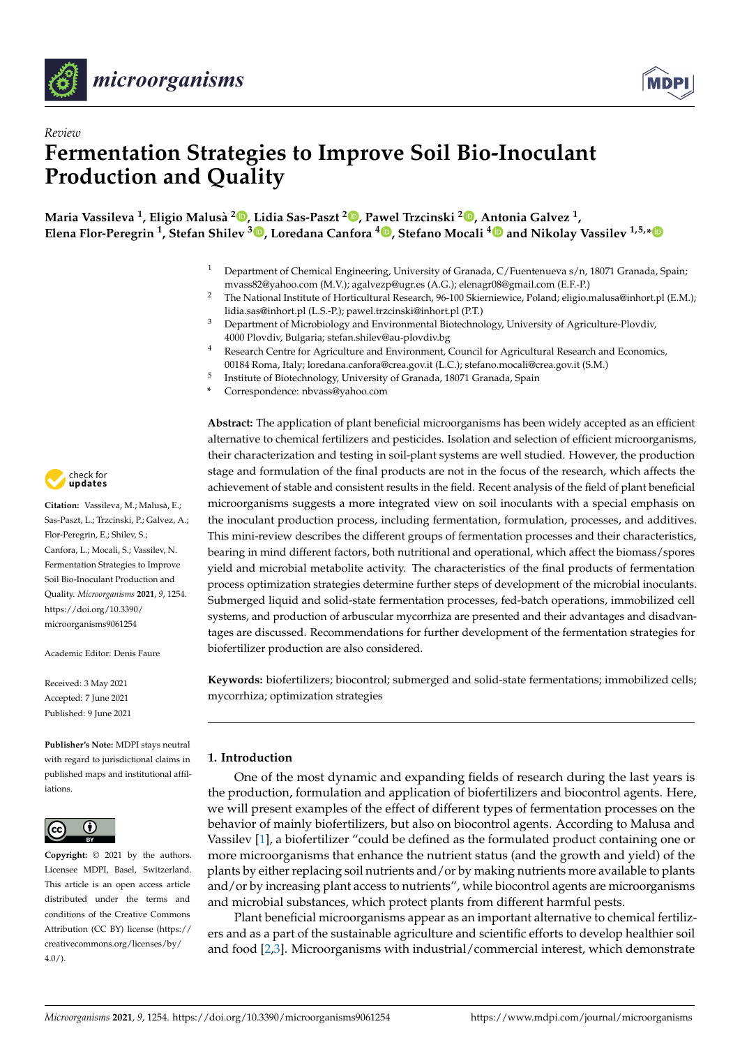*microorganisms*

*Review*

# Fermentation Strategies to Improve Soil Bio-Inoculant Production and Quality

**Maria Vassileva [1], Eligio Malusà [2], Lidia Sas-Paszt [2], Pawel Trzcinski [2], Antonia Galvez [1], Elena Flor-Peregrin [1], Stefan Shilev [3], Loredana Canfora [4], Stefano Mocali [4] and Nikolay Vassilev [1,5,*]**

[1] Department of Chemical Engineering, University of Granada, C/Fuentenueva s/n, 18071 Granada, Spain; mvass82@yahoo.com (M.V.); agalvezp@ugr.es (A.G.); elenagr08@gmail.com (E.F.-P.)
[2] The National Institute of Horticultural Research, 96-100 Skierniewice, Poland; eligio.malusa@inhort.pl (E.M.); lidia.sas@inhort.pl (L.S.-P.); pawel.trzcinski@inhort.pl (P.T.)
[3] Department of Microbiology and Environmental Biotechnology, University of Agriculture-Plovdiv, 4000 Plovdiv, Bulgaria; stefan.shilev@au-plovdiv.bg
[4] Research Centre for Agriculture and Environment, Council for Agricultural Research and Economics, 00184 Roma, Italy; loredana.canfora@crea.gov.it (L.C.); stefano.mocali@crea.gov.it (S.M.)
[5] Institute of Biotechnology, University of Granada, 18071 Granada, Spain
* Correspondence: nbvass@yahoo.com

**Abstract:** The application of plant beneficial microorganisms has been widely accepted as an efficient alternative to chemical fertilizers and pesticides. Isolation and selection of efficient microorganisms, their characterization and testing in soil-plant systems are well studied. However, the production stage and formulation of the final products are not in the focus of the research, which affects the achievement of stable and consistent results in the field. Recent analysis of the field of plant beneficial microorganisms suggests a more integrated view on soil inoculants with a special emphasis on the inoculant production process, including fermentation, formulation, processes, and additives. This mini-review describes the different groups of fermentation processes and their characteristics, bearing in mind different factors, both nutritional and operational, which affect the biomass/spores yield and microbial metabolite activity. The characteristics of the final products of fermentation process optimization strategies determine further steps of development of the microbial inoculants. Submerged liquid and solid-state fermentation processes, fed-batch operations, immobilized cell systems, and production of arbuscular mycorrhiza are presented and their advantages and disadvantages are discussed. Recommendations for further development of the fermentation strategies for biofertilizer production are also considered.

**Keywords:** biofertilizers; biocontrol; submerged and solid-state fermentations; immobilized cells; mycorrhiza; optimization strategies

**Citation:** Vassileva, M.; Malusà, E.; Sas-Paszt, L.; Trzcinski, P.; Galvez, A.; Flor-Peregrin, E.; Shilev, S.; Canfora, L.; Mocali, S.; Vassilev, N. Fermentation Strategies to Improve Soil Bio-Inoculant Production and Quality. *Microorganisms* **2021**, *9*, 1254. https://doi.org/10.3390/microorganisms9061254

Academic Editor: Denis Faure

Received: 3 May 2021
Accepted: 7 June 2021
Published: 9 June 2021

**Publisher's Note:** MDPI stays neutral with regard to jurisdictional claims in published maps and institutional affiliations.

**Copyright:** © 2021 by the authors. Licensee MDPI, Basel, Switzerland. This article is an open access article distributed under the terms and conditions of the Creative Commons Attribution (CC BY) license (https://creativecommons.org/licenses/by/4.0/).

## 1. Introduction

One of the most dynamic and expanding fields of research during the last years is the production, formulation and application of biofertilizers and biocontrol agents. Here, we will present examples of the effect of different types of fermentation processes on the behavior of mainly biofertilizers, but also on biocontrol agents. According to Malusa and Vassilev [1], a biofertilizer "could be defined as the formulated product containing one or more microorganisms that enhance the nutrient status (and the growth and yield) of the plants by either replacing soil nutrients and/or by making nutrients more available to plants and/or by increasing plant access to nutrients", while biocontrol agents are microorganisms and microbial substances, which protect plants from different harmful pests.

Plant beneficial microorganisms appear as an important alternative to chemical fertilizers and as a part of the sustainable agriculture and scientific efforts to develop healthier soil and food [2,3]. Microorganisms with industrial/commercial interest, which demonstrate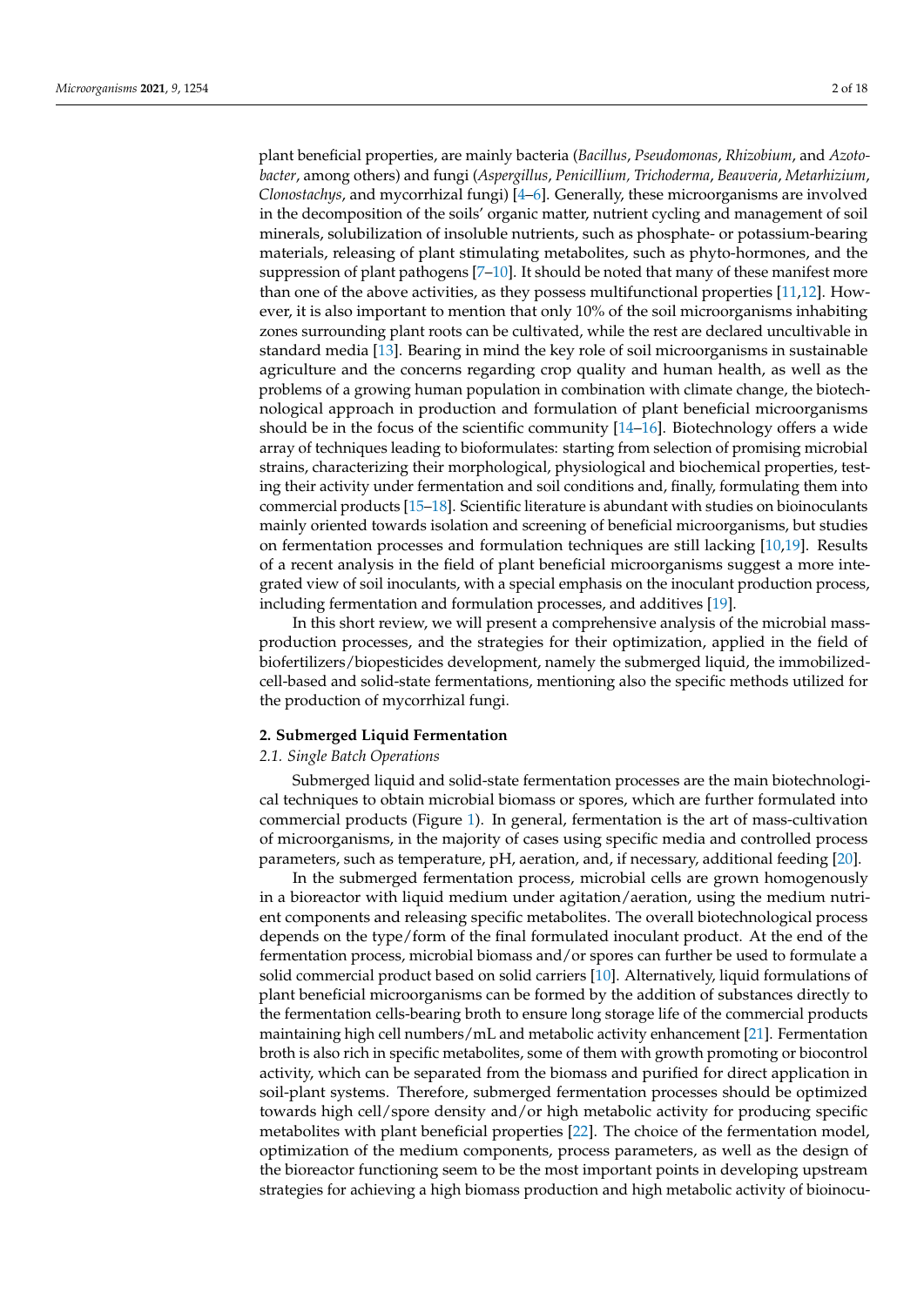plant beneficial properties, are mainly bacteria (*Bacillus*, *Pseudomonas*, *Rhizobium*, and *Azotobacter*, among others) and fungi (*Aspergillus*, *Penicillium, Trichoderma*, *Beauveria*, *Metarhizium*, *Clonostachys*, and mycorrhizal fungi) [4–6]. Generally, these microorganisms are involved in the decomposition of the soils' organic matter, nutrient cycling and management of soil minerals, solubilization of insoluble nutrients, such as phosphate- or potassium-bearing materials, releasing of plant stimulating metabolites, such as phyto-hormones, and the suppression of plant pathogens [7–10]. It should be noted that many of these manifest more than one of the above activities, as they possess multifunctional properties [11,12]. However, it is also important to mention that only 10% of the soil microorganisms inhabiting zones surrounding plant roots can be cultivated, while the rest are declared uncultivable in standard media [13]. Bearing in mind the key role of soil microorganisms in sustainable agriculture and the concerns regarding crop quality and human health, as well as the problems of a growing human population in combination with climate change, the biotechnological approach in production and formulation of plant beneficial microorganisms should be in the focus of the scientific community [14–16]. Biotechnology offers a wide array of techniques leading to bioformulates: starting from selection of promising microbial strains, characterizing their morphological, physiological and biochemical properties, testing their activity under fermentation and soil conditions and, finally, formulating them into commercial products [15–18]. Scientific literature is abundant with studies on bioinoculants mainly oriented towards isolation and screening of beneficial microorganisms, but studies on fermentation processes and formulation techniques are still lacking [10,19]. Results of a recent analysis in the field of plant beneficial microorganisms suggest a more integrated view of soil inoculants, with a special emphasis on the inoculant production process, including fermentation and formulation processes, and additives [19].

In this short review, we will present a comprehensive analysis of the microbial mass-production processes, and the strategies for their optimization, applied in the field of biofertilizers/biopesticides development, namely the submerged liquid, the immobilized-cell-based and solid-state fermentations, mentioning also the specific methods utilized for the production of mycorrhizal fungi.

## 2. Submerged Liquid Fermentation

### 2.1. Single Batch Operations

Submerged liquid and solid-state fermentation processes are the main biotechnological techniques to obtain microbial biomass or spores, which are further formulated into commercial products (Figure 1). In general, fermentation is the art of mass-cultivation of microorganisms, in the majority of cases using specific media and controlled process parameters, such as temperature, pH, aeration, and, if necessary, additional feeding [20].

In the submerged fermentation process, microbial cells are grown homogenously in a bioreactor with liquid medium under agitation/aeration, using the medium nutrient components and releasing specific metabolites. The overall biotechnological process depends on the type/form of the final formulated inoculant product. At the end of the fermentation process, microbial biomass and/or spores can further be used to formulate a solid commercial product based on solid carriers [10]. Alternatively, liquid formulations of plant beneficial microorganisms can be formed by the addition of substances directly to the fermentation cells-bearing broth to ensure long storage life of the commercial products maintaining high cell numbers/mL and metabolic activity enhancement [21]. Fermentation broth is also rich in specific metabolites, some of them with growth promoting or biocontrol activity, which can be separated from the biomass and purified for direct application in soil-plant systems. Therefore, submerged fermentation processes should be optimized towards high cell/spore density and/or high metabolic activity for producing specific metabolites with plant beneficial properties [22]. The choice of the fermentation model, optimization of the medium components, process parameters, as well as the design of the bioreactor functioning seem to be the most important points in developing upstream strategies for achieving a high biomass production and high metabolic activity of bioinocu-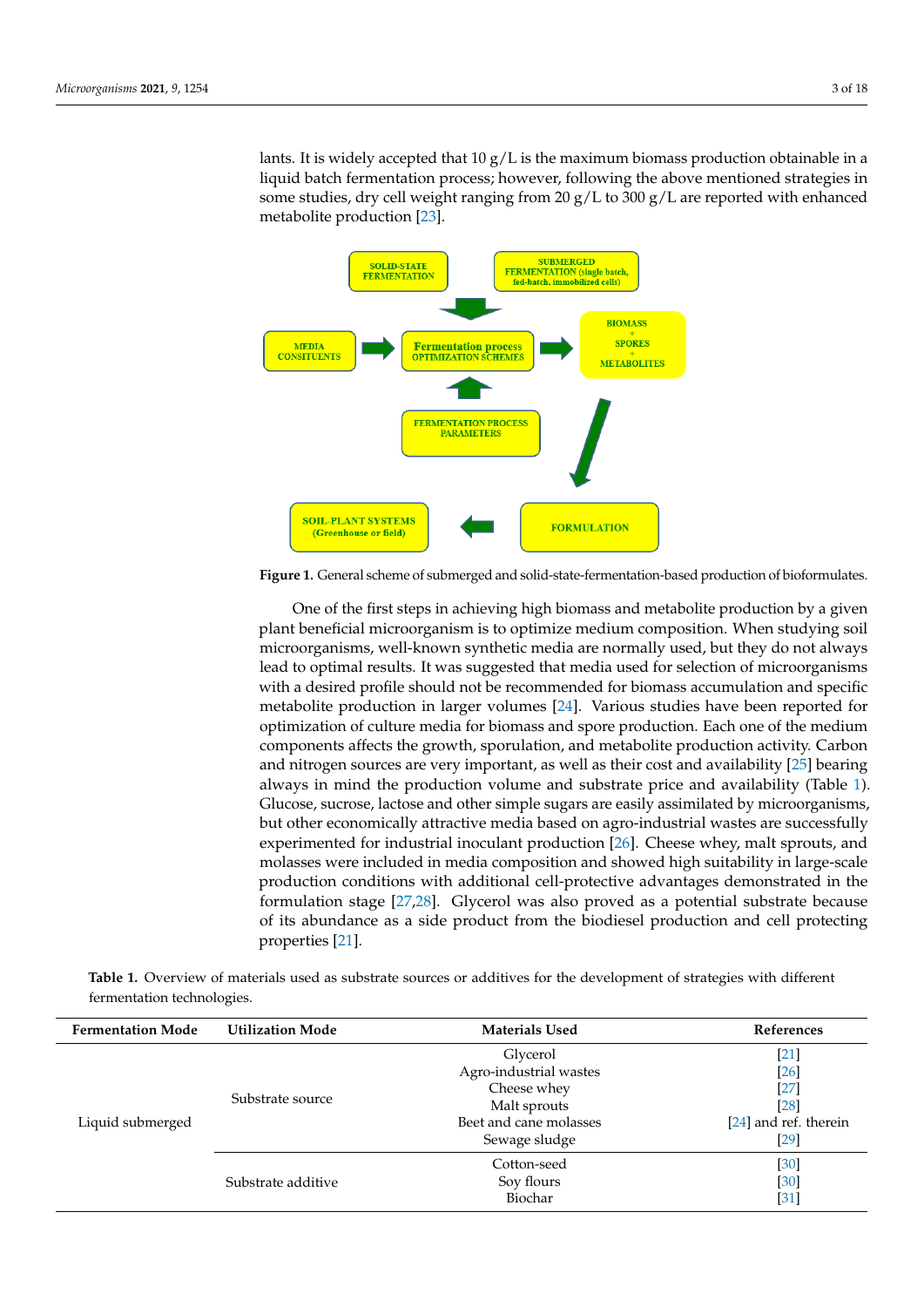lants. It is widely accepted that 10 g/L is the maximum biomass production obtainable in a liquid batch fermentation process; however, following the above mentioned strategies in some studies, dry cell weight ranging from 20 g/L to 300 g/L are reported with enhanced metabolite production [23].

SOLID-STATE FERMENTATION

SUBMERGED FERMENTATION (single batch, fed-batch, immobilized cells)

MEDIA CONSITUENTS

Fermentation process OPTIMIZATION SCHEMES

BIOMASS + SPORES + METABOLITES

FERMENTATION PROCESS PARAMETERS

FORMULATION

SOIL-PLANT SYSTEMS (Greenhouse or field)

**Figure 1.** General scheme of submerged and solid-state-fermentation-based production of bioformulates.

One of the first steps in achieving high biomass and metabolite production by a given plant beneficial microorganism is to optimize medium composition. When studying soil microorganisms, well-known synthetic media are normally used, but they do not always lead to optimal results. It was suggested that media used for selection of microorganisms with a desired profile should not be recommended for biomass accumulation and specific metabolite production in larger volumes [24]. Various studies have been reported for optimization of culture media for biomass and spore production. Each one of the medium components affects the growth, sporulation, and metabolite production activity. Carbon and nitrogen sources are very important, as well as their cost and availability [25] bearing always in mind the production volume and substrate price and availability (Table 1). Glucose, sucrose, lactose and other simple sugars are easily assimilated by microorganisms, but other economically attractive media based on agro-industrial wastes are successfully experimented for industrial inoculant production [26]. Cheese whey, malt sprouts, and molasses were included in media composition and showed high suitability in large-scale production conditions with additional cell-protective advantages demonstrated in the formulation stage [27,28]. Glycerol was also proved as a potential substrate because of its abundance as a side product from the biodiesel production and cell protecting properties [21].

**Table 1.** Overview of materials used as substrate sources or additives for the development of strategies with different fermentation technologies.

| Fermentation Mode | Utilization Mode | Materials Used | References |
|---|---|---|---|
| Liquid submerged | Substrate source | Glycerol | [21] |
| | | Agro-industrial wastes | [26] |
| | | Cheese whey | [27] |
| | | Malt sprouts | [28] |
| | | Beet and cane molasses | [24] and ref. therein |
| | | Sewage sludge | [29] |
| | Substrate additive | Cotton-seed | [30] |
| | | Soy flours | [30] |
| | | Biochar | [31] |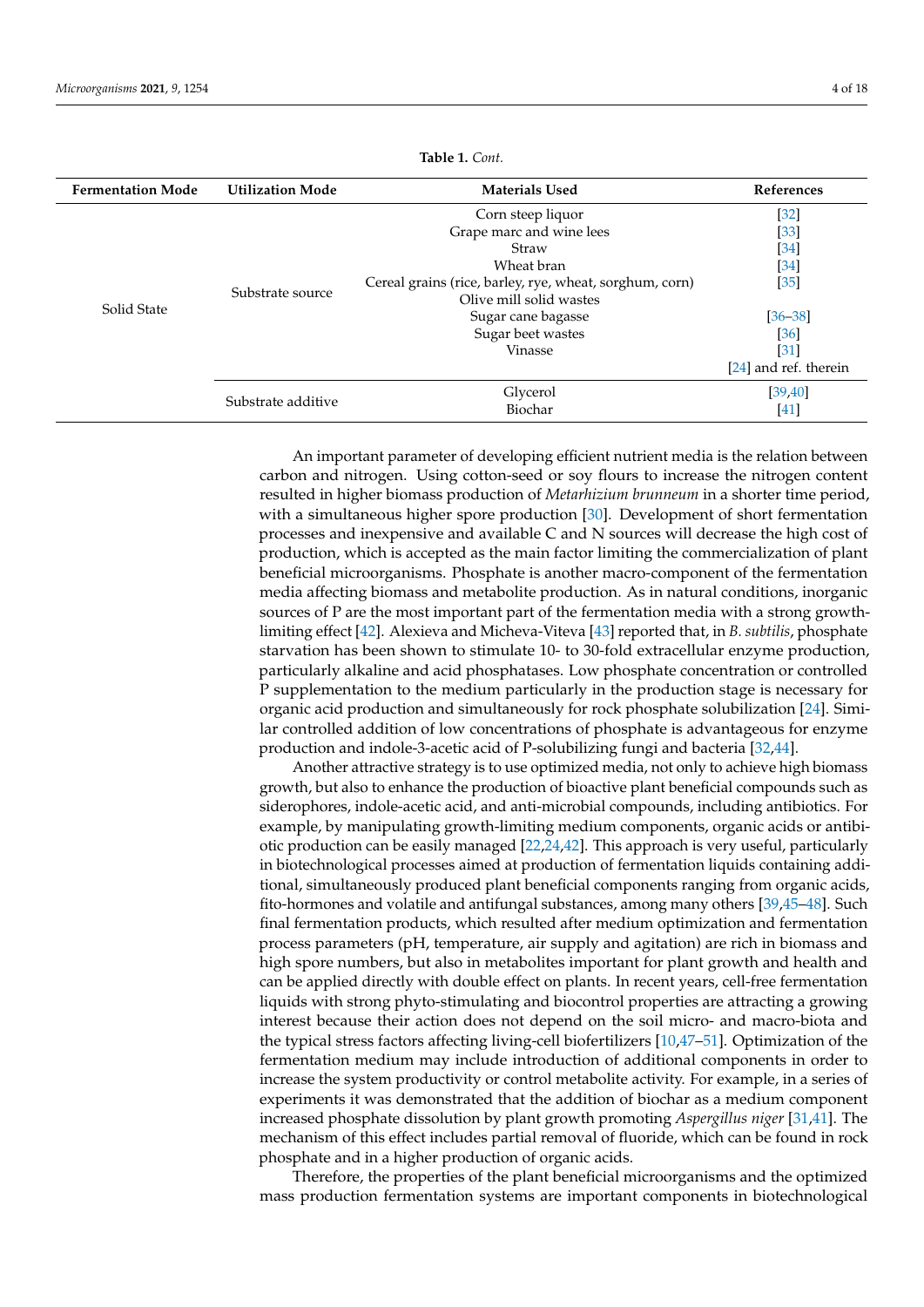**Table 1.** *Cont.*

| Fermentation Mode | Utilization Mode | Materials Used | References |
|---|---|---|---|
| Solid State | Substrate source | Corn steep liquor | [32] |
| | | Grape marc and wine lees | [33] |
| | | Straw | [34] |
| | | Wheat bran | [34] |
| | | Cereal grains (rice, barley, rye, wheat, sorghum, corn) | [35] |
| | | Olive mill solid wastes | |
| | | Sugar cane bagasse | [36–38] |
| | | Sugar beet wastes | [36] |
| | | Vinasse | [31] |
| | | | [24] and ref. therein |
| | Substrate additive | Glycerol | [39,40] |
| | | Biochar | [41] |

An important parameter of developing efficient nutrient media is the relation between carbon and nitrogen. Using cotton-seed or soy flours to increase the nitrogen content resulted in higher biomass production of *Metarhizium brunneum* in a shorter time period, with a simultaneous higher spore production [30]. Development of short fermentation processes and inexpensive and available C and N sources will decrease the high cost of production, which is accepted as the main factor limiting the commercialization of plant beneficial microorganisms. Phosphate is another macro-component of the fermentation media affecting biomass and metabolite production. As in natural conditions, inorganic sources of P are the most important part of the fermentation media with a strong growth-limiting effect [42]. Alexieva and Micheva-Viteva [43] reported that, in *B. subtilis*, phosphate starvation has been shown to stimulate 10- to 30-fold extracellular enzyme production, particularly alkaline and acid phosphatases. Low phosphate concentration or controlled P supplementation to the medium particularly in the production stage is necessary for organic acid production and simultaneously for rock phosphate solubilization [24]. Similar controlled addition of low concentrations of phosphate is advantageous for enzyme production and indole-3-acetic acid of P-solubilizing fungi and bacteria [32,44].

Another attractive strategy is to use optimized media, not only to achieve high biomass growth, but also to enhance the production of bioactive plant beneficial compounds such as siderophores, indole-acetic acid, and anti-microbial compounds, including antibiotics. For example, by manipulating growth-limiting medium components, organic acids or antibiotic production can be easily managed [22,24,42]. This approach is very useful, particularly in biotechnological processes aimed at production of fermentation liquids containing additional, simultaneously produced plant beneficial components ranging from organic acids, fito-hormones and volatile and antifungal substances, among many others [39,45–48]. Such final fermentation products, which resulted after medium optimization and fermentation process parameters (pH, temperature, air supply and agitation) are rich in biomass and high spore numbers, but also in metabolites important for plant growth and health and can be applied directly with double effect on plants. In recent years, cell-free fermentation liquids with strong phyto-stimulating and biocontrol properties are attracting a growing interest because their action does not depend on the soil micro- and macro-biota and the typical stress factors affecting living-cell biofertilizers [10,47–51]. Optimization of the fermentation medium may include introduction of additional components in order to increase the system productivity or control metabolite activity. For example, in a series of experiments it was demonstrated that the addition of biochar as a medium component increased phosphate dissolution by plant growth promoting *Aspergillus niger* [31,41]. The mechanism of this effect includes partial removal of fluoride, which can be found in rock phosphate and in a higher production of organic acids.

Therefore, the properties of the plant beneficial microorganisms and the optimized mass production fermentation systems are important components in biotechnological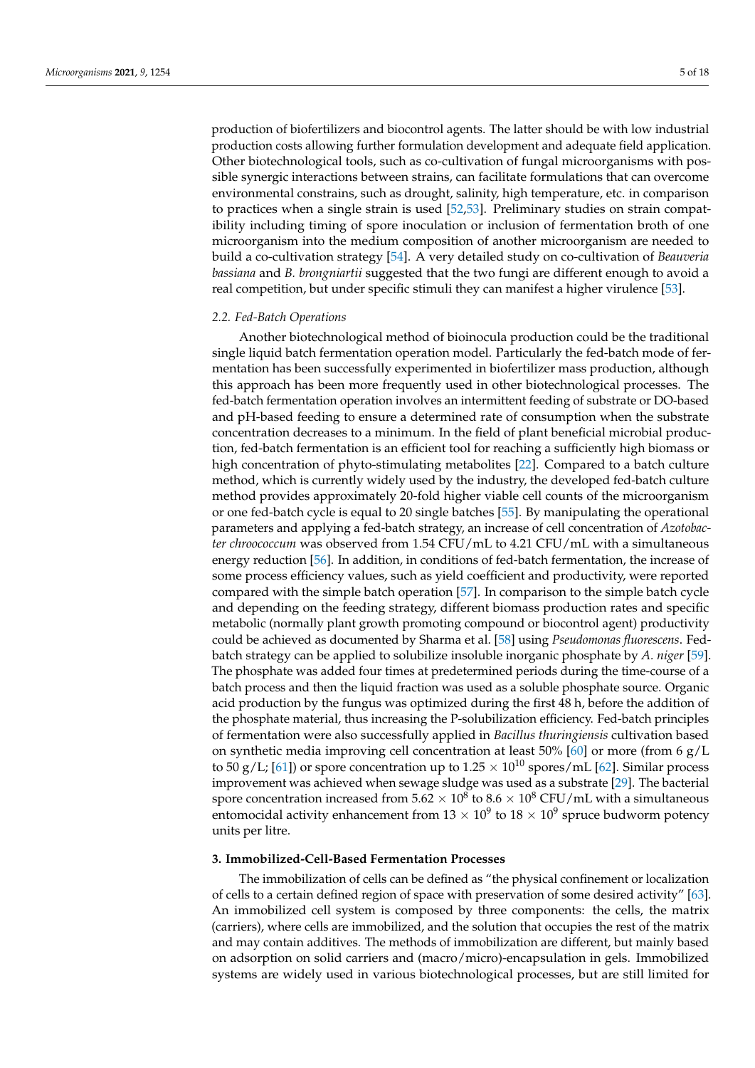production of biofertilizers and biocontrol agents. The latter should be with low industrial production costs allowing further formulation development and adequate field application. Other biotechnological tools, such as co-cultivation of fungal microorganisms with possible synergic interactions between strains, can facilitate formulations that can overcome environmental constrains, such as drought, salinity, high temperature, etc. in comparison to practices when a single strain is used [52,53]. Preliminary studies on strain compatibility including timing of spore inoculation or inclusion of fermentation broth of one microorganism into the medium composition of another microorganism are needed to build a co-cultivation strategy [54]. A very detailed study on co-cultivation of *Beauveria bassiana* and *B. brongniartii* suggested that the two fungi are different enough to avoid a real competition, but under specific stimuli they can manifest a higher virulence [53].

### 2.2. Fed-Batch Operations

Another biotechnological method of bioinocula production could be the traditional single liquid batch fermentation operation model. Particularly the fed-batch mode of fermentation has been successfully experimented in biofertilizer mass production, although this approach has been more frequently used in other biotechnological processes. The fed-batch fermentation operation involves an intermittent feeding of substrate or DO-based and pH-based feeding to ensure a determined rate of consumption when the substrate concentration decreases to a minimum. In the field of plant beneficial microbial production, fed-batch fermentation is an efficient tool for reaching a sufficiently high biomass or high concentration of phyto-stimulating metabolites [22]. Compared to a batch culture method, which is currently widely used by the industry, the developed fed-batch culture method provides approximately 20-fold higher viable cell counts of the microorganism or one fed-batch cycle is equal to 20 single batches [55]. By manipulating the operational parameters and applying a fed-batch strategy, an increase of cell concentration of *Azotobacter chroococcum* was observed from 1.54 CFU/mL to 4.21 CFU/mL with a simultaneous energy reduction [56]. In addition, in conditions of fed-batch fermentation, the increase of some process efficiency values, such as yield coefficient and productivity, were reported compared with the simple batch operation [57]. In comparison to the simple batch cycle and depending on the feeding strategy, different biomass production rates and specific metabolic (normally plant growth promoting compound or biocontrol agent) productivity could be achieved as documented by Sharma et al. [58] using *Pseudomonas fluorescens*. Fed-batch strategy can be applied to solubilize insoluble inorganic phosphate by *A. niger* [59]. The phosphate was added four times at predetermined periods during the time-course of a batch process and then the liquid fraction was used as a soluble phosphate source. Organic acid production by the fungus was optimized during the first 48 h, before the addition of the phosphate material, thus increasing the P-solubilization efficiency. Fed-batch principles of fermentation were also successfully applied in *Bacillus thuringiensis* cultivation based on synthetic media improving cell concentration at least 50% [60] or more (from 6 g/L to 50 g/L; [61]) or spore concentration up to $1.25 \times 10^{10}$ spores/mL [62]. Similar process improvement was achieved when sewage sludge was used as a substrate [29]. The bacterial spore concentration increased from $5.62 \times 10^{8}$ to $8.6 \times 10^{8}$ CFU/mL with a simultaneous entomocidal activity enhancement from $13 \times 10^{9}$ to $18 \times 10^{9}$ spruce budworm potency units per litre.

## 3. Immobilized-Cell-Based Fermentation Processes

The immobilization of cells can be defined as "the physical confinement or localization of cells to a certain defined region of space with preservation of some desired activity" [63]. An immobilized cell system is composed by three components: the cells, the matrix (carriers), where cells are immobilized, and the solution that occupies the rest of the matrix and may contain additives. The methods of immobilization are different, but mainly based on adsorption on solid carriers and (macro/micro)-encapsulation in gels. Immobilized systems are widely used in various biotechnological processes, but are still limited for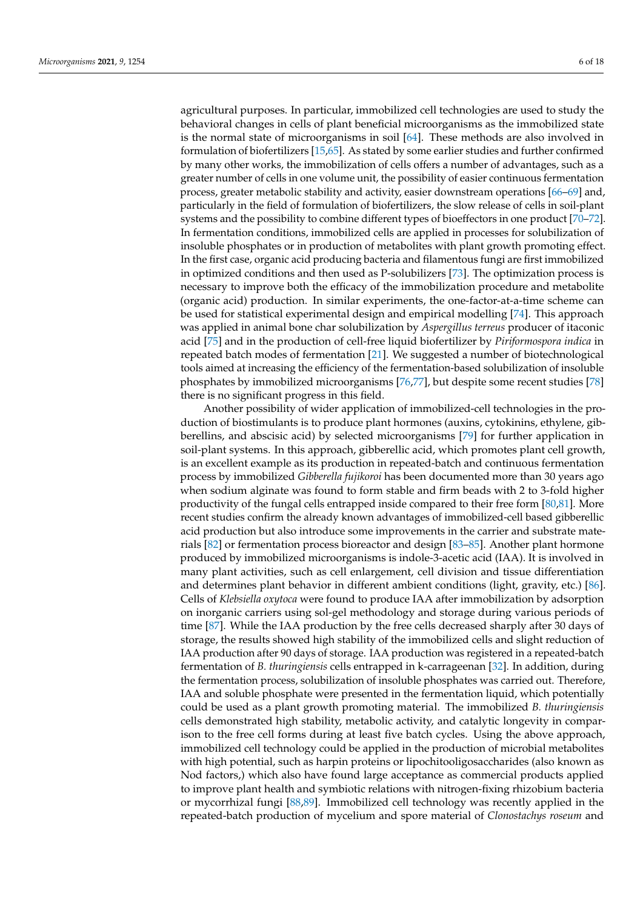agricultural purposes. In particular, immobilized cell technologies are used to study the behavioral changes in cells of plant beneficial microorganisms as the immobilized state is the normal state of microorganisms in soil [64]. These methods are also involved in formulation of biofertilizers [15,65]. As stated by some earlier studies and further confirmed by many other works, the immobilization of cells offers a number of advantages, such as a greater number of cells in one volume unit, the possibility of easier continuous fermentation process, greater metabolic stability and activity, easier downstream operations [66–69] and, particularly in the field of formulation of biofertilizers, the slow release of cells in soil-plant systems and the possibility to combine different types of bioeffectors in one product [70–72]. In fermentation conditions, immobilized cells are applied in processes for solubilization of insoluble phosphates or in production of metabolites with plant growth promoting effect. In the first case, organic acid producing bacteria and filamentous fungi are first immobilized in optimized conditions and then used as P-solubilizers [73]. The optimization process is necessary to improve both the efficacy of the immobilization procedure and metabolite (organic acid) production. In similar experiments, the one-factor-at-a-time scheme can be used for statistical experimental design and empirical modelling [74]. This approach was applied in animal bone char solubilization by *Aspergillus terreus* producer of itaconic acid [75] and in the production of cell-free liquid biofertilizer by *Piriformospora indica* in repeated batch modes of fermentation [21]. We suggested a number of biotechnological tools aimed at increasing the efficiency of the fermentation-based solubilization of insoluble phosphates by immobilized microorganisms [76,77], but despite some recent studies [78] there is no significant progress in this field.

Another possibility of wider application of immobilized-cell technologies in the production of biostimulants is to produce plant hormones (auxins, cytokinins, ethylene, gibberellins, and abscisic acid) by selected microorganisms [79] for further application in soil-plant systems. In this approach, gibberellic acid, which promotes plant cell growth, is an excellent example as its production in repeated-batch and continuous fermentation process by immobilized *Gibberella fujikoroi* has been documented more than 30 years ago when sodium alginate was found to form stable and firm beads with 2 to 3-fold higher productivity of the fungal cells entrapped inside compared to their free form [80,81]. More recent studies confirm the already known advantages of immobilized-cell based gibberellic acid production but also introduce some improvements in the carrier and substrate materials [82] or fermentation process bioreactor and design [83–85]. Another plant hormone produced by immobilized microorganisms is indole-3-acetic acid (IAA). It is involved in many plant activities, such as cell enlargement, cell division and tissue differentiation and determines plant behavior in different ambient conditions (light, gravity, etc.) [86]. Cells of *Klebsiella oxytoca* were found to produce IAA after immobilization by adsorption on inorganic carriers using sol-gel methodology and storage during various periods of time [87]. While the IAA production by the free cells decreased sharply after 30 days of storage, the results showed high stability of the immobilized cells and slight reduction of IAA production after 90 days of storage. IAA production was registered in a repeated-batch fermentation of *B. thuringiensis* cells entrapped in k-carrageenan [32]. In addition, during the fermentation process, solubilization of insoluble phosphates was carried out. Therefore, IAA and soluble phosphate were presented in the fermentation liquid, which potentially could be used as a plant growth promoting material. The immobilized *B. thuringiensis* cells demonstrated high stability, metabolic activity, and catalytic longevity in comparison to the free cell forms during at least five batch cycles. Using the above approach, immobilized cell technology could be applied in the production of microbial metabolites with high potential, such as harpin proteins or lipochitooligosaccharides (also known as Nod factors,) which also have found large acceptance as commercial products applied to improve plant health and symbiotic relations with nitrogen-fixing rhizobium bacteria or mycorrhizal fungi [88,89]. Immobilized cell technology was recently applied in the repeated-batch production of mycelium and spore material of *Clonostachys roseum* and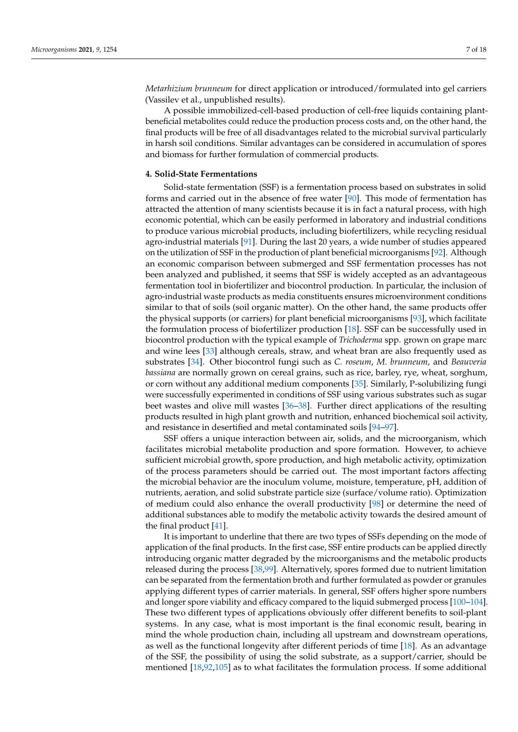*Metarhizium brunneum* for direct application or introduced/formulated into gel carriers (Vassilev et al., unpublished results).

A possible immobilized-cell-based production of cell-free liquids containing plant-beneficial metabolites could reduce the production process costs and, on the other hand, the final products will be free of all disadvantages related to the microbial survival particularly in harsh soil conditions. Similar advantages can be considered in accumulation of spores and biomass for further formulation of commercial products.

## 4. Solid-State Fermentations

Solid-state fermentation (SSF) is a fermentation process based on substrates in solid forms and carried out in the absence of free water [90]. This mode of fermentation has attracted the attention of many scientists because it is in fact a natural process, with high economic potential, which can be easily performed in laboratory and industrial conditions to produce various microbial products, including biofertilizers, while recycling residual agro-industrial materials [91]. During the last 20 years, a wide number of studies appeared on the utilization of SSF in the production of plant beneficial microorganisms [92]. Although an economic comparison between submerged and SSF fermentation processes has not been analyzed and published, it seems that SSF is widely accepted as an advantageous fermentation tool in biofertilizer and biocontrol production. In particular, the inclusion of agro-industrial waste products as media constituents ensures microenvironment conditions similar to that of soils (soil organic matter). On the other hand, the same products offer the physical supports (or carriers) for plant beneficial microorganisms [93], which facilitate the formulation process of biofertilizer production [18]. SSF can be successfully used in biocontrol production with the typical example of *Trichoderma* spp. grown on grape marc and wine lees [33] although cereals, straw, and wheat bran are also frequently used as substrates [34]. Other biocontrol fungi such as *C. roseum*, *M. brunneum*, and *Beauveria bassiana* are normally grown on cereal grains, such as rice, barley, rye, wheat, sorghum, or corn without any additional medium components [35]. Similarly, P-solubilizing fungi were successfully experimented in conditions of SSF using various substrates such as sugar beet wastes and olive mill wastes [36–38]. Further direct applications of the resulting products resulted in high plant growth and nutrition, enhanced biochemical soil activity, and resistance in desertified and metal contaminated soils [94–97].

SSF offers a unique interaction between air, solids, and the microorganism, which facilitates microbial metabolite production and spore formation. However, to achieve sufficient microbial growth, spore production, and high metabolic activity, optimization of the process parameters should be carried out. The most important factors affecting the microbial behavior are the inoculum volume, moisture, temperature, pH, addition of nutrients, aeration, and solid substrate particle size (surface/volume ratio). Optimization of medium could also enhance the overall productivity [98] or determine the need of additional substances able to modify the metabolic activity towards the desired amount of the final product [41].

It is important to underline that there are two types of SSFs depending on the mode of application of the final products. In the first case, SSF entire products can be applied directly introducing organic matter degraded by the microorganisms and the metabolic products released during the process [38,99]. Alternatively, spores formed due to nutrient limitation can be separated from the fermentation broth and further formulated as powder or granules applying different types of carrier materials. In general, SSF offers higher spore numbers and longer spore viability and efficacy compared to the liquid submerged process [100–104]. These two different types of applications obviously offer different benefits to soil-plant systems. In any case, what is most important is the final economic result, bearing in mind the whole production chain, including all upstream and downstream operations, as well as the functional longevity after different periods of time [18]. As an advantage of the SSF, the possibility of using the solid substrate, as a support/carrier, should be mentioned [18,92,105] as to what facilitates the formulation process. If some additional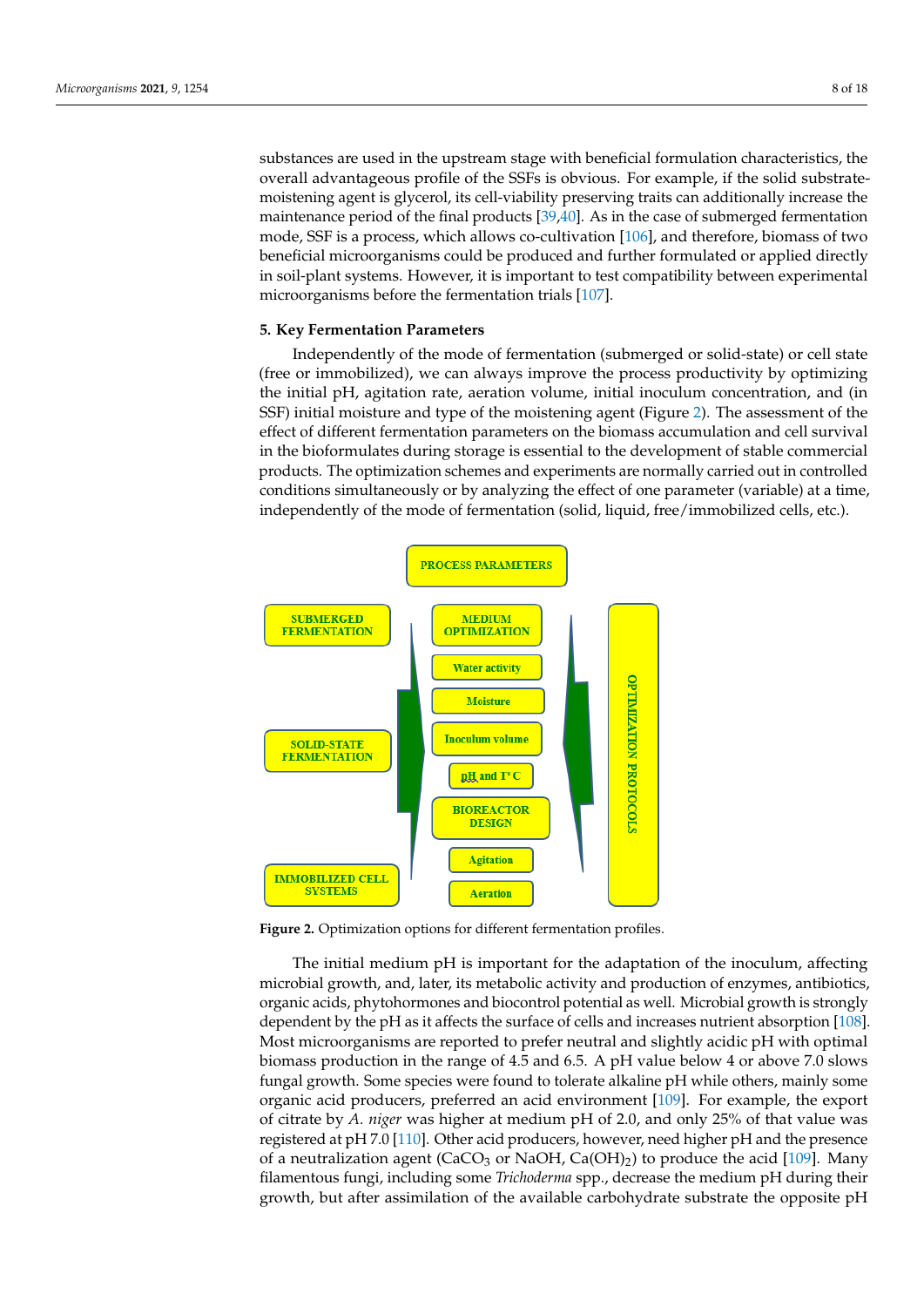substances are used in the upstream stage with beneficial formulation characteristics, the overall advantageous profile of the SSFs is obvious. For example, if the solid substrate-moistening agent is glycerol, its cell-viability preserving traits can additionally increase the maintenance period of the final products [39,40]. As in the case of submerged fermentation mode, SSF is a process, which allows co-cultivation [106], and therefore, biomass of two beneficial microorganisms could be produced and further formulated or applied directly in soil-plant systems. However, it is important to test compatibility between experimental microorganisms before the fermentation trials [107].

## 5. Key Fermentation Parameters

Independently of the mode of fermentation (submerged or solid-state) or cell state (free or immobilized), we can always improve the process productivity by optimizing the initial pH, agitation rate, aeration volume, initial inoculum concentration, and (in SSF) initial moisture and type of the moistening agent (Figure 2). The assessment of the effect of different fermentation parameters on the biomass accumulation and cell survival in the bioformulates during storage is essential to the development of stable commercial products. The optimization schemes and experiments are normally carried out in controlled conditions simultaneously or by analyzing the effect of one parameter (variable) at a time, independently of the mode of fermentation (solid, liquid, free/immobilized cells, etc.).

PROCESS PARAMETERS

SUBMERGED FERMENTATION

SOLID-STATE FERMENTATION

IMMOBILIZED CELL SYSTEMS

MEDIUM OPTIMIZATION

Water activity

Moisture

Inoculum volume

pH and T° C

BIOREACTOR DESIGN

Agitation

Aeration

OPTIMIZATION PROTOCOLS

**Figure 2.** Optimization options for different fermentation profiles.

The initial medium pH is important for the adaptation of the inoculum, affecting microbial growth, and, later, its metabolic activity and production of enzymes, antibiotics, organic acids, phytohormones and biocontrol potential as well. Microbial growth is strongly dependent by the pH as it affects the surface of cells and increases nutrient absorption [108]. Most microorganisms are reported to prefer neutral and slightly acidic pH with optimal biomass production in the range of 4.5 and 6.5. A pH value below 4 or above 7.0 slows fungal growth. Some species were found to tolerate alkaline pH while others, mainly some organic acid producers, preferred an acid environment [109]. For example, the export of citrate by *A. niger* was higher at medium pH of 2.0, and only 25% of that value was registered at pH 7.0 [110]. Other acid producers, however, need higher pH and the presence of a neutralization agent ($CaCO_3$ or NaOH, $Ca(OH)_2$) to produce the acid [109]. Many filamentous fungi, including some *Trichoderma* spp., decrease the medium pH during their growth, but after assimilation of the available carbohydrate substrate the opposite pH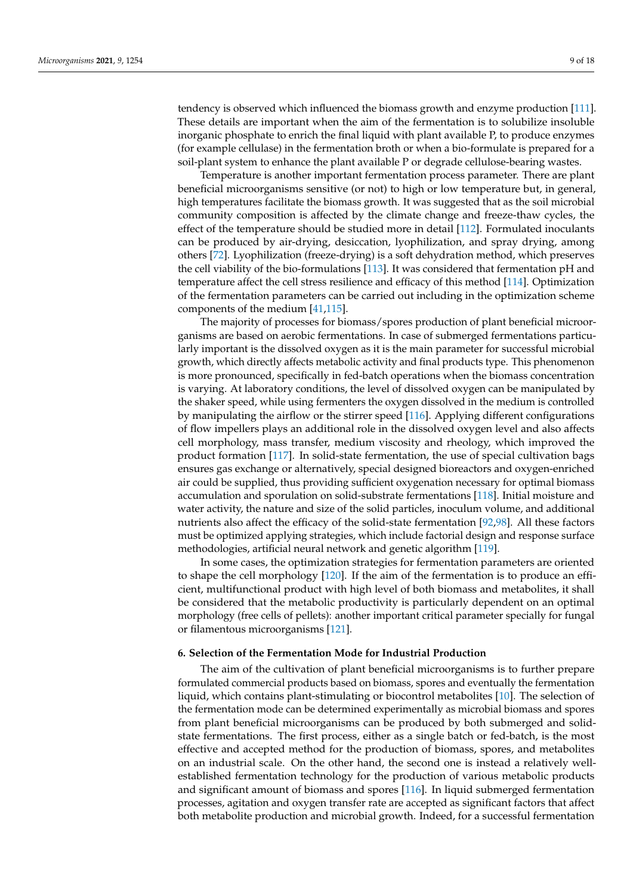tendency is observed which influenced the biomass growth and enzyme production [111]. These details are important when the aim of the fermentation is to solubilize insoluble inorganic phosphate to enrich the final liquid with plant available P, to produce enzymes (for example cellulase) in the fermentation broth or when a bio-formulate is prepared for a soil-plant system to enhance the plant available P or degrade cellulose-bearing wastes.

Temperature is another important fermentation process parameter. There are plant beneficial microorganisms sensitive (or not) to high or low temperature but, in general, high temperatures facilitate the biomass growth. It was suggested that as the soil microbial community composition is affected by the climate change and freeze-thaw cycles, the effect of the temperature should be studied more in detail [112]. Formulated inoculants can be produced by air-drying, desiccation, lyophilization, and spray drying, among others [72]. Lyophilization (freeze-drying) is a soft dehydration method, which preserves the cell viability of the bio-formulations [113]. It was considered that fermentation pH and temperature affect the cell stress resilience and efficacy of this method [114]. Optimization of the fermentation parameters can be carried out including in the optimization scheme components of the medium [41,115].

The majority of processes for biomass/spores production of plant beneficial microorganisms are based on aerobic fermentations. In case of submerged fermentations particularly important is the dissolved oxygen as it is the main parameter for successful microbial growth, which directly affects metabolic activity and final products type. This phenomenon is more pronounced, specifically in fed-batch operations when the biomass concentration is varying. At laboratory conditions, the level of dissolved oxygen can be manipulated by the shaker speed, while using fermenters the oxygen dissolved in the medium is controlled by manipulating the airflow or the stirrer speed [116]. Applying different configurations of flow impellers plays an additional role in the dissolved oxygen level and also affects cell morphology, mass transfer, medium viscosity and rheology, which improved the product formation [117]. In solid-state fermentation, the use of special cultivation bags ensures gas exchange or alternatively, special designed bioreactors and oxygen-enriched air could be supplied, thus providing sufficient oxygenation necessary for optimal biomass accumulation and sporulation on solid-substrate fermentations [118]. Initial moisture and water activity, the nature and size of the solid particles, inoculum volume, and additional nutrients also affect the efficacy of the solid-state fermentation [92,98]. All these factors must be optimized applying strategies, which include factorial design and response surface methodologies, artificial neural network and genetic algorithm [119].

In some cases, the optimization strategies for fermentation parameters are oriented to shape the cell morphology [120]. If the aim of the fermentation is to produce an efficient, multifunctional product with high level of both biomass and metabolites, it shall be considered that the metabolic productivity is particularly dependent on an optimal morphology (free cells of pellets): another important critical parameter specially for fungal or filamentous microorganisms [121].

## 6. Selection of the Fermentation Mode for Industrial Production

The aim of the cultivation of plant beneficial microorganisms is to further prepare formulated commercial products based on biomass, spores and eventually the fermentation liquid, which contains plant-stimulating or biocontrol metabolites [10]. The selection of the fermentation mode can be determined experimentally as microbial biomass and spores from plant beneficial microorganisms can be produced by both submerged and solid-state fermentations. The first process, either as a single batch or fed-batch, is the most effective and accepted method for the production of biomass, spores, and metabolites on an industrial scale. On the other hand, the second one is instead a relatively well-established fermentation technology for the production of various metabolic products and significant amount of biomass and spores [116]. In liquid submerged fermentation processes, agitation and oxygen transfer rate are accepted as significant factors that affect both metabolite production and microbial growth. Indeed, for a successful fermentation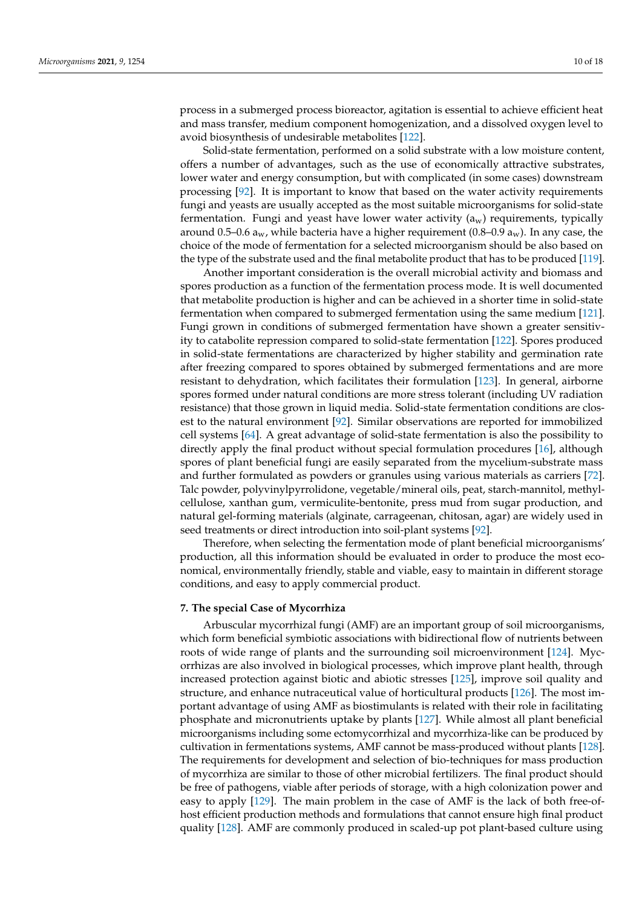process in a submerged process bioreactor, agitation is essential to achieve efficient heat and mass transfer, medium component homogenization, and a dissolved oxygen level to avoid biosynthesis of undesirable metabolites [122].

Solid-state fermentation, performed on a solid substrate with a low moisture content, offers a number of advantages, such as the use of economically attractive substrates, lower water and energy consumption, but with complicated (in some cases) downstream processing [92]. It is important to know that based on the water activity requirements fungi and yeasts are usually accepted as the most suitable microorganisms for solid-state fermentation. Fungi and yeast have lower water activity ($a_w$) requirements, typically around 0.5–0.6 $a_w$, while bacteria have a higher requirement (0.8–0.9 $a_w$). In any case, the choice of the mode of fermentation for a selected microorganism should be also based on the type of the substrate used and the final metabolite product that has to be produced [119].

Another important consideration is the overall microbial activity and biomass and spores production as a function of the fermentation process mode. It is well documented that metabolite production is higher and can be achieved in a shorter time in solid-state fermentation when compared to submerged fermentation using the same medium [121]. Fungi grown in conditions of submerged fermentation have shown a greater sensitivity to catabolite repression compared to solid-state fermentation [122]. Spores produced in solid-state fermentations are characterized by higher stability and germination rate after freezing compared to spores obtained by submerged fermentations and are more resistant to dehydration, which facilitates their formulation [123]. In general, airborne spores formed under natural conditions are more stress tolerant (including UV radiation resistance) that those grown in liquid media. Solid-state fermentation conditions are closest to the natural environment [92]. Similar observations are reported for immobilized cell systems [64]. A great advantage of solid-state fermentation is also the possibility to directly apply the final product without special formulation procedures [16], although spores of plant beneficial fungi are easily separated from the mycelium-substrate mass and further formulated as powders or granules using various materials as carriers [72]. Talc powder, polyvinylpyrrolidone, vegetable/mineral oils, peat, starch-mannitol, methylcellulose, xanthan gum, vermiculite-bentonite, press mud from sugar production, and natural gel-forming materials (alginate, carrageenan, chitosan, agar) are widely used in seed treatments or direct introduction into soil-plant systems [92].

Therefore, when selecting the fermentation mode of plant beneficial microorganisms' production, all this information should be evaluated in order to produce the most economical, environmentally friendly, stable and viable, easy to maintain in different storage conditions, and easy to apply commercial product.

## 7. The special Case of Mycorrhiza

Arbuscular mycorrhizal fungi (AMF) are an important group of soil microorganisms, which form beneficial symbiotic associations with bidirectional flow of nutrients between roots of wide range of plants and the surrounding soil microenvironment [124]. Mycorrhizas are also involved in biological processes, which improve plant health, through increased protection against biotic and abiotic stresses [125], improve soil quality and structure, and enhance nutraceutical value of horticultural products [126]. The most important advantage of using AMF as biostimulants is related with their role in facilitating phosphate and micronutrients uptake by plants [127]. While almost all plant beneficial microorganisms including some ectomycorrhizal and mycorrhiza-like can be produced by cultivation in fermentations systems, AMF cannot be mass-produced without plants [128]. The requirements for development and selection of bio-techniques for mass production of mycorrhiza are similar to those of other microbial fertilizers. The final product should be free of pathogens, viable after periods of storage, with a high colonization power and easy to apply [129]. The main problem in the case of AMF is the lack of both free-of-host efficient production methods and formulations that cannot ensure high final product quality [128]. AMF are commonly produced in scaled-up pot plant-based culture using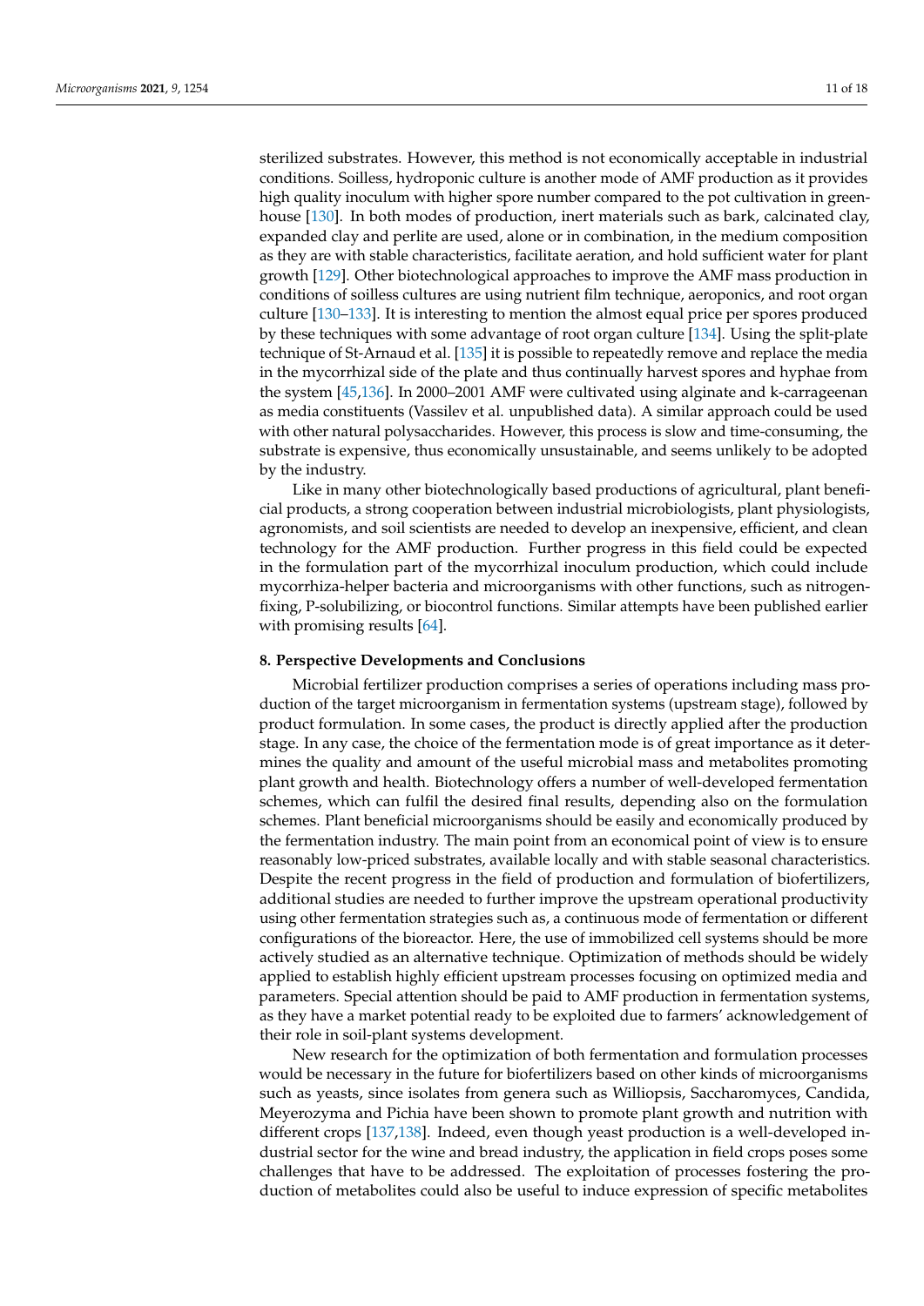sterilized substrates. However, this method is not economically acceptable in industrial conditions. Soilless, hydroponic culture is another mode of AMF production as it provides high quality inoculum with higher spore number compared to the pot cultivation in greenhouse [130]. In both modes of production, inert materials such as bark, calcinated clay, expanded clay and perlite are used, alone or in combination, in the medium composition as they are with stable characteristics, facilitate aeration, and hold sufficient water for plant growth [129]. Other biotechnological approaches to improve the AMF mass production in conditions of soilless cultures are using nutrient film technique, aeroponics, and root organ culture [130–133]. It is interesting to mention the almost equal price per spores produced by these techniques with some advantage of root organ culture [134]. Using the split-plate technique of St-Arnaud et al. [135] it is possible to repeatedly remove and replace the media in the mycorrhizal side of the plate and thus continually harvest spores and hyphae from the system [45,136]. In 2000–2001 AMF were cultivated using alginate and k-carrageenan as media constituents (Vassilev et al. unpublished data). A similar approach could be used with other natural polysaccharides. However, this process is slow and time-consuming, the substrate is expensive, thus economically unsustainable, and seems unlikely to be adopted by the industry.

Like in many other biotechnologically based productions of agricultural, plant beneficial products, a strong cooperation between industrial microbiologists, plant physiologists, agronomists, and soil scientists are needed to develop an inexpensive, efficient, and clean technology for the AMF production. Further progress in this field could be expected in the formulation part of the mycorrhizal inoculum production, which could include mycorrhiza-helper bacteria and microorganisms with other functions, such as nitrogen-fixing, P-solubilizing, or biocontrol functions. Similar attempts have been published earlier with promising results [64].

## 8. Perspective Developments and Conclusions

Microbial fertilizer production comprises a series of operations including mass production of the target microorganism in fermentation systems (upstream stage), followed by product formulation. In some cases, the product is directly applied after the production stage. In any case, the choice of the fermentation mode is of great importance as it determines the quality and amount of the useful microbial mass and metabolites promoting plant growth and health. Biotechnology offers a number of well-developed fermentation schemes, which can fulfil the desired final results, depending also on the formulation schemes. Plant beneficial microorganisms should be easily and economically produced by the fermentation industry. The main point from an economical point of view is to ensure reasonably low-priced substrates, available locally and with stable seasonal characteristics. Despite the recent progress in the field of production and formulation of biofertilizers, additional studies are needed to further improve the upstream operational productivity using other fermentation strategies such as, a continuous mode of fermentation or different configurations of the bioreactor. Here, the use of immobilized cell systems should be more actively studied as an alternative technique. Optimization of methods should be widely applied to establish highly efficient upstream processes focusing on optimized media and parameters. Special attention should be paid to AMF production in fermentation systems, as they have a market potential ready to be exploited due to farmers' acknowledgement of their role in soil-plant systems development.

New research for the optimization of both fermentation and formulation processes would be necessary in the future for biofertilizers based on other kinds of microorganisms such as yeasts, since isolates from genera such as Williopsis, Saccharomyces, Candida, Meyerozyma and Pichia have been shown to promote plant growth and nutrition with different crops [137,138]. Indeed, even though yeast production is a well-developed industrial sector for the wine and bread industry, the application in field crops poses some challenges that have to be addressed. The exploitation of processes fostering the production of metabolites could also be useful to induce expression of specific metabolites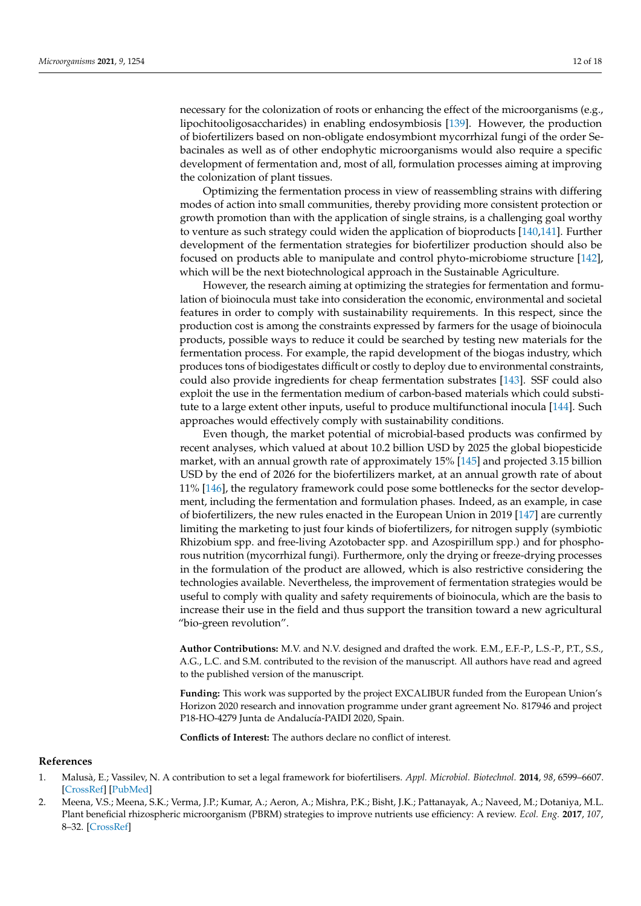necessary for the colonization of roots or enhancing the effect of the microorganisms (e.g., lipochitooligosaccharides) in enabling endosymbiosis [139]. However, the production of biofertilizers based on non-obligate endosymbiont mycorrhizal fungi of the order Sebacinales as well as of other endophytic microorganisms would also require a specific development of fermentation and, most of all, formulation processes aiming at improving the colonization of plant tissues.

Optimizing the fermentation process in view of reassembling strains with differing modes of action into small communities, thereby providing more consistent protection or growth promotion than with the application of single strains, is a challenging goal worthy to venture as such strategy could widen the application of bioproducts [140,141]. Further development of the fermentation strategies for biofertilizer production should also be focused on products able to manipulate and control phyto-microbiome structure [142], which will be the next biotechnological approach in the Sustainable Agriculture.

However, the research aiming at optimizing the strategies for fermentation and formulation of bioinocula must take into consideration the economic, environmental and societal features in order to comply with sustainability requirements. In this respect, since the production cost is among the constraints expressed by farmers for the usage of bioinocula products, possible ways to reduce it could be searched by testing new materials for the fermentation process. For example, the rapid development of the biogas industry, which produces tons of biodigestates difficult or costly to deploy due to environmental constraints, could also provide ingredients for cheap fermentation substrates [143]. SSF could also exploit the use in the fermentation medium of carbon-based materials which could substitute to a large extent other inputs, useful to produce multifunctional inocula [144]. Such approaches would effectively comply with sustainability conditions.

Even though, the market potential of microbial-based products was confirmed by recent analyses, which valued at about 10.2 billion USD by 2025 the global biopesticide market, with an annual growth rate of approximately 15% [145] and projected 3.15 billion USD by the end of 2026 for the biofertilizers market, at an annual growth rate of about 11% [146], the regulatory framework could pose some bottlenecks for the sector development, including the fermentation and formulation phases. Indeed, as an example, in case of biofertilizers, the new rules enacted in the European Union in 2019 [147] are currently limiting the marketing to just four kinds of biofertilizers, for nitrogen supply (symbiotic Rhizobium spp. and free-living Azotobacter spp. and Azospirillum spp.) and for phosphorous nutrition (mycorrhizal fungi). Furthermore, only the drying or freeze-drying processes in the formulation of the product are allowed, which is also restrictive considering the technologies available. Nevertheless, the improvement of fermentation strategies would be useful to comply with quality and safety requirements of bioinocula, which are the basis to increase their use in the field and thus support the transition toward a new agricultural "bio-green revolution".

**Author Contributions:** M.V. and N.V. designed and drafted the work. E.M., E.F.-P., L.S.-P., P.T., S.S., A.G., L.C. and S.M. contributed to the revision of the manuscript. All authors have read and agreed to the published version of the manuscript.

**Funding:** This work was supported by the project EXCALIBUR funded from the European Union's Horizon 2020 research and innovation programme under grant agreement No. 817946 and project P18-HO-4279 Junta de Andalucía-PAIDI 2020, Spain.

**Conflicts of Interest:** The authors declare no conflict of interest.

## References

1. Malusà, E.; Vassilev, N. A contribution to set a legal framework for biofertilisers. *Appl. Microbiol. Biotechnol.* **2014**, *98*, 6599–6607. [CrossRef] [PubMed]
2. Meena, V.S.; Meena, S.K.; Verma, J.P.; Kumar, A.; Aeron, A.; Mishra, P.K.; Bisht, J.K.; Pattanayak, A.; Naveed, M.; Dotaniya, M.L. Plant beneficial rhizospheric microorganism (PBRM) strategies to improve nutrients use efficiency: A review. *Ecol. Eng.* **2017**, *107*, 8–32. [CrossRef]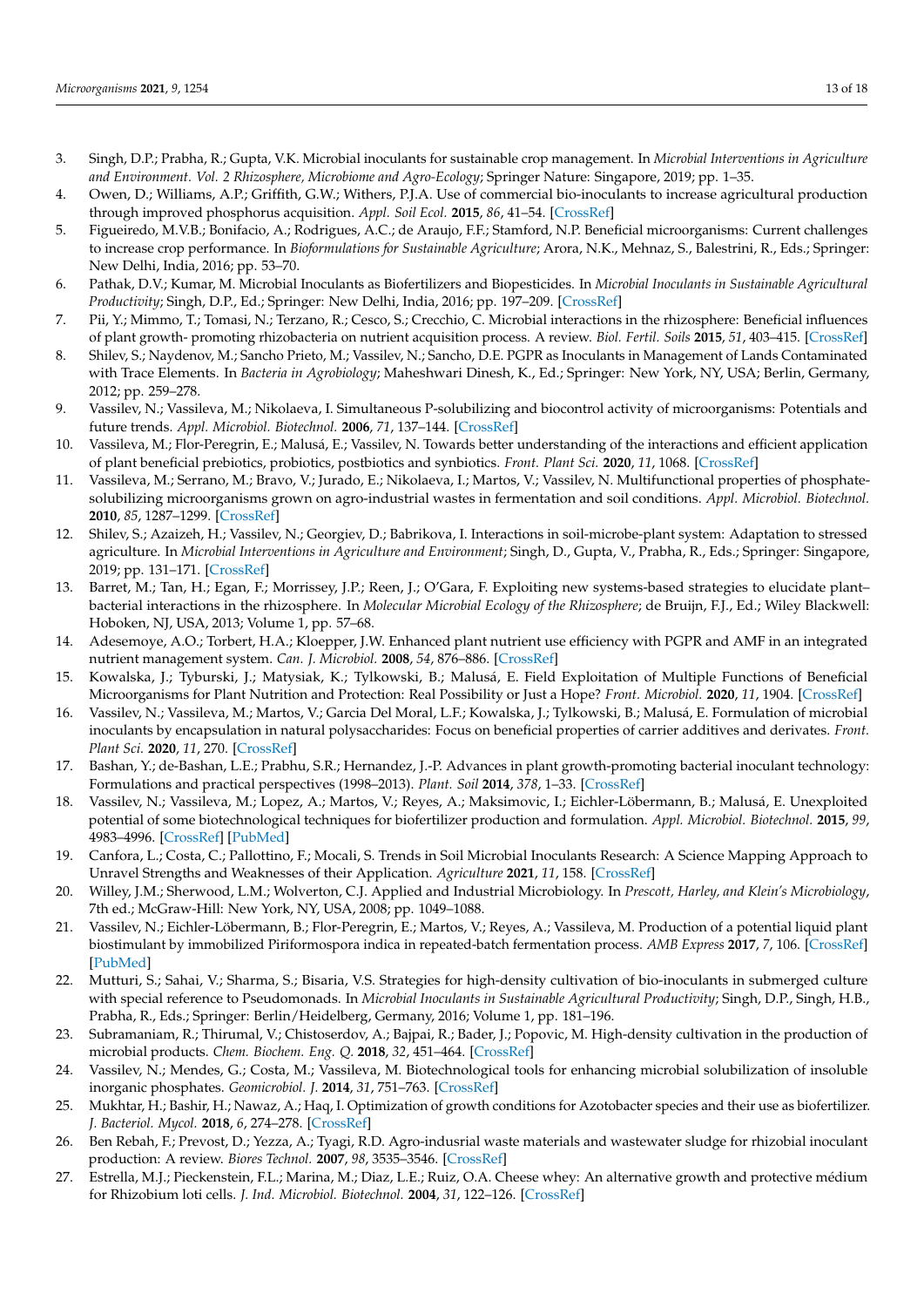3. Singh, D.P.; Prabha, R.; Gupta, V.K. Microbial inoculants for sustainable crop management. In *Microbial Interventions in Agriculture and Environment. Vol. 2 Rhizosphere, Microbiome and Agro-Ecology*; Springer Nature: Singapore, 2019; pp. 1–35.
4. Owen, D.; Williams, A.P.; Griffith, G.W.; Withers, P.J.A. Use of commercial bio-inoculants to increase agricultural production through improved phosphorus acquisition. *Appl. Soil Ecol.* **2015**, *86*, 41–54. [CrossRef]
5. Figueiredo, M.V.B.; Bonifacio, A.; Rodrigues, A.C.; de Araujo, F.F.; Stamford, N.P. Beneficial microorganisms: Current challenges to increase crop performance. In *Bioformulations for Sustainable Agriculture*; Arora, N.K., Mehnaz, S., Balestrini, R., Eds.; Springer: New Delhi, India, 2016; pp. 53–70.
6. Pathak, D.V.; Kumar, M. Microbial Inoculants as Biofertilizers and Biopesticides. In *Microbial Inoculants in Sustainable Agricultural Productivity*; Singh, D.P., Ed.; Springer: New Delhi, India, 2016; pp. 197–209. [CrossRef]
7. Pii, Y.; Mimmo, T.; Tomasi, N.; Terzano, R.; Cesco, S.; Crecchio, C. Microbial interactions in the rhizosphere: Beneficial influences of plant growth- promoting rhizobacteria on nutrient acquisition process. A review. *Biol. Fertil. Soils* **2015**, *51*, 403–415. [CrossRef]
8. Shilev, S.; Naydenov, M.; Sancho Prieto, M.; Vassilev, N.; Sancho, D.E. PGPR as Inoculants in Management of Lands Contaminated with Trace Elements. In *Bacteria in Agrobiology*; Maheshwari Dinesh, K., Ed.; Springer: New York, NY, USA; Berlin, Germany, 2012; pp. 259–278.
9. Vassilev, N.; Vassileva, M.; Nikolaeva, I. Simultaneous P-solubilizing and biocontrol activity of microorganisms: Potentials and future trends. *Appl. Microbiol. Biotechnol.* **2006**, *71*, 137–144. [CrossRef]
10. Vassileva, M.; Flor-Peregrin, E.; Malusá, E.; Vassilev, N. Towards better understanding of the interactions and efficient application of plant beneficial prebiotics, probiotics, postbiotics and synbiotics. *Front. Plant Sci.* **2020**, *11*, 1068. [CrossRef]
11. Vassileva, M.; Serrano, M.; Bravo, V.; Jurado, E.; Nikolaeva, I.; Martos, V.; Vassilev, N. Multifunctional properties of phosphate-solubilizing microorganisms grown on agro-industrial wastes in fermentation and soil conditions. *Appl. Microbiol. Biotechnol.* **2010**, *85*, 1287–1299. [CrossRef]
12. Shilev, S.; Azaizeh, H.; Vassilev, N.; Georgiev, D.; Babrikova, I. Interactions in soil-microbe-plant system: Adaptation to stressed agriculture. In *Microbial Interventions in Agriculture and Environment*; Singh, D., Gupta, V., Prabha, R., Eds.; Springer: Singapore, 2019; pp. 131–171. [CrossRef]
13. Barret, M.; Tan, H.; Egan, F.; Morrissey, J.P.; Reen, J.; O'Gara, F. Exploiting new systems-based strategies to elucidate plant–bacterial interactions in the rhizosphere. In *Molecular Microbial Ecology of the Rhizosphere*; de Bruijn, F.J., Ed.; Wiley Blackwell: Hoboken, NJ, USA, 2013; Volume 1, pp. 57–68.
14. Adesemoye, A.O.; Torbert, H.A.; Kloepper, J.W. Enhanced plant nutrient use efficiency with PGPR and AMF in an integrated nutrient management system. *Can. J. Microbiol.* **2008**, *54*, 876–886. [CrossRef]
15. Kowalska, J.; Tyburski, J.; Matysiak, K.; Tylkowski, B.; Malusá, E. Field Exploitation of Multiple Functions of Beneficial Microorganisms for Plant Nutrition and Protection: Real Possibility or Just a Hope? *Front. Microbiol.* **2020**, *11*, 1904. [CrossRef]
16. Vassilev, N.; Vassileva, M.; Martos, V.; Garcia Del Moral, L.F.; Kowalska, J.; Tylkowski, B.; Malusá, E. Formulation of microbial inoculants by encapsulation in natural polysaccharides: Focus on beneficial properties of carrier additives and derivates. *Front. Plant Sci.* **2020**, *11*, 270. [CrossRef]
17. Bashan, Y.; de-Bashan, L.E.; Prabhu, S.R.; Hernandez, J.-P. Advances in plant growth-promoting bacterial inoculant technology: Formulations and practical perspectives (1998–2013). *Plant. Soil* **2014**, *378*, 1–33. [CrossRef]
18. Vassilev, N.; Vassileva, M.; Lopez, A.; Martos, V.; Reyes, A.; Maksimovic, I.; Eichler-Löbermann, B.; Malusá, E. Unexploited potential of some biotechnological techniques for biofertilizer production and formulation. *Appl. Microbiol. Biotechnol.* **2015**, *99*, 4983–4996. [CrossRef] [PubMed]
19. Canfora, L.; Costa, C.; Pallottino, F.; Mocali, S. Trends in Soil Microbial Inoculants Research: A Science Mapping Approach to Unravel Strengths and Weaknesses of their Application. *Agriculture* **2021**, *11*, 158. [CrossRef]
20. Willey, J.M.; Sherwood, L.M.; Wolverton, C.J. Applied and Industrial Microbiology. In *Prescott, Harley, and Klein's Microbiology*, 7th ed.; McGraw-Hill: New York, NY, USA, 2008; pp. 1049–1088.
21. Vassilev, N.; Eichler-Löbermann, B.; Flor-Peregrin, E.; Martos, V.; Reyes, A.; Vassileva, M. Production of a potential liquid plant biostimulant by immobilized Piriformospora indica in repeated-batch fermentation process. *AMB Express* **2017**, *7*, 106. [CrossRef] [PubMed]
22. Mutturi, S.; Sahai, V.; Sharma, S.; Bisaria, V.S. Strategies for high-density cultivation of bio-inoculants in submerged culture with special reference to Pseudomonads. In *Microbial Inoculants in Sustainable Agricultural Productivity*; Singh, D.P., Singh, H.B., Prabha, R., Eds.; Springer: Berlin/Heidelberg, Germany, 2016; Volume 1, pp. 181–196.
23. Subramaniam, R.; Thirumal, V.; Chistoserdov, A.; Bajpai, R.; Bader, J.; Popovic, M. High-density cultivation in the production of microbial products. *Chem. Biochem. Eng. Q.* **2018**, *32*, 451–464. [CrossRef]
24. Vassilev, N.; Mendes, G.; Costa, M.; Vassileva, M. Biotechnological tools for enhancing microbial solubilization of insoluble inorganic phosphates. *Geomicrobiol. J.* **2014**, *31*, 751–763. [CrossRef]
25. Mukhtar, H.; Bashir, H.; Nawaz, A.; Haq, I. Optimization of growth conditions for Azotobacter species and their use as biofertilizer. *J. Bacteriol. Mycol.* **2018**, *6*, 274–278. [CrossRef]
26. Ben Rebah, F.; Prevost, D.; Yezza, A.; Tyagi, R.D. Agro-indusrial waste materials and wastewater sludge for rhizobial inoculant production: A review. *Biores Technol.* **2007**, *98*, 3535–3546. [CrossRef]
27. Estrella, M.J.; Pieckenstein, F.L.; Marina, M.; Diaz, L.E.; Ruiz, O.A. Cheese whey: An alternative growth and protective médium for Rhizobium loti cells. *J. Ind. Microbiol. Biotechnol.* **2004**, *31*, 122–126. [CrossRef]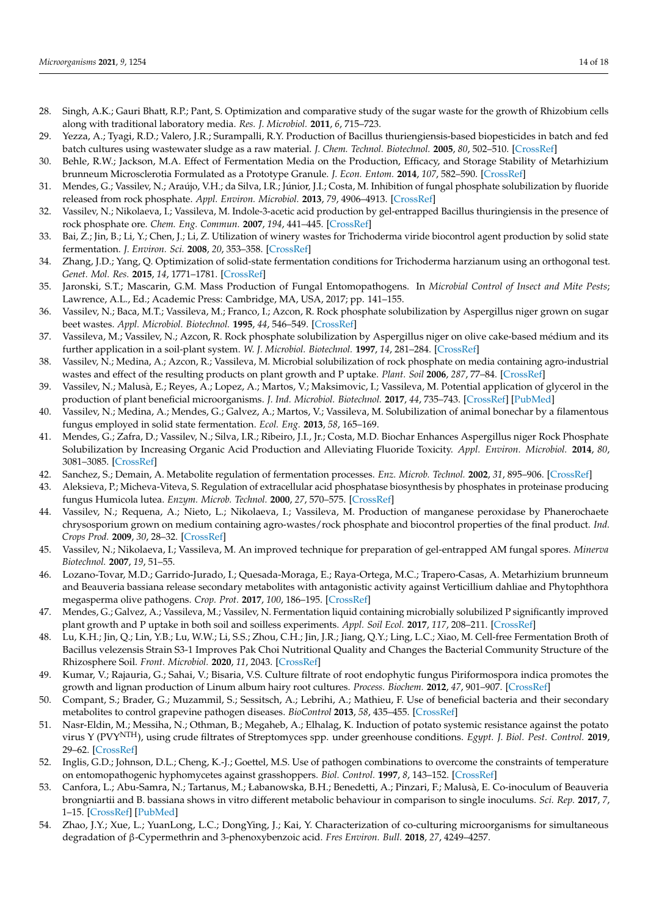28. Singh, A.K.; Gauri Bhatt, R.P.; Pant, S. Optimization and comparative study of the sugar waste for the growth of Rhizobium cells along with traditional laboratory media. *Res. J. Microbiol.* **2011**, *6*, 715–723.
29. Yezza, A.; Tyagi, R.D.; Valero, J.R.; Surampalli, R.Y. Production of Bacillus thuriengiensis-based biopesticides in batch and fed batch cultures using wastewater sludge as a raw material. *J. Chem. Technol. Biotechnol.* **2005**, *80*, 502–510. [CrossRef]
30. Behle, R.W.; Jackson, M.A. Effect of Fermentation Media on the Production, Efficacy, and Storage Stability of Metarhizium brunneum Microsclerotia Formulated as a Prototype Granule. *J. Econ. Entom.* **2014**, *107*, 582–590. [CrossRef]
31. Mendes, G.; Vassilev, N.; Araújo, V.H.; da Silva, I.R.; Júnior, J.I.; Costa, M. Inhibition of fungal phosphate solubilization by fluoride released from rock phosphate. *Appl. Environ. Microbiol.* **2013**, *79*, 4906–4913. [CrossRef]
32. Vassilev, N.; Nikolaeva, I.; Vassileva, M. Indole-3-acetic acid production by gel-entrapped Bacillus thuringiensis in the presence of rock phosphate ore. *Chem. Eng. Commun.* **2007**, *194*, 441–445. [CrossRef]
33. Bai, Z.; Jin, B.; Li, Y.; Chen, J.; Li, Z. Utilization of winery wastes for Trichoderma viride biocontrol agent production by solid state fermentation. *J. Environ. Sci.* **2008**, *20*, 353–358. [CrossRef]
34. Zhang, J.D.; Yang, Q. Optimization of solid-state fermentation conditions for Trichoderma harzianum using an orthogonal test. *Genet. Mol. Res.* **2015**, *14*, 1771–1781. [CrossRef]
35. Jaronski, S.T.; Mascarin, G.M. Mass Production of Fungal Entomopathogens. In *Microbial Control of Insect and Mite Pests*; Lawrence, A.L., Ed.; Academic Press: Cambridge, MA, USA, 2017; pp. 141–155.
36. Vassilev, N.; Baca, M.T.; Vassileva, M.; Franco, I.; Azcon, R. Rock phosphate solubilization by Aspergillus niger grown on sugar beet wastes. *Appl. Microbiol. Biotechnol.* **1995**, *44*, 546–549. [CrossRef]
37. Vassileva, M.; Vassilev, N.; Azcon, R. Rock phosphate solubilization by Aspergillus niger on olive cake-based médium and its further application in a soil-plant system. *W. J. Microbiol. Biotechnol.* **1997**, *14*, 281–284. [CrossRef]
38. Vassilev, N.; Medina, A.; Azcon, R.; Vassileva, M. Microbial solubilization of rock phosphate on media containing agro-industrial wastes and effect of the resulting products on plant growth and P uptake. *Plant. Soil* **2006**, *287*, 77–84. [CrossRef]
39. Vassilev, N.; Malusà, E.; Reyes, A.; Lopez, A.; Martos, V.; Maksimovic, I.; Vassileva, M. Potential application of glycerol in the production of plant beneficial microorganisms. *J. Ind. Microbiol. Biotechnol.* **2017**, *44*, 735–743. [CrossRef] [PubMed]
40. Vassilev, N.; Medina, A.; Mendes, G.; Galvez, A.; Martos, V.; Vassileva, M. Solubilization of animal bonechar by a filamentous fungus employed in solid state fermentation. *Ecol. Eng.* **2013**, *58*, 165–169.
41. Mendes, G.; Zafra, D.; Vassilev, N.; Silva, I.R.; Ribeiro, J.I., Jr.; Costa, M.D. Biochar Enhances Aspergillus niger Rock Phosphate Solubilization by Increasing Organic Acid Production and Alleviating Fluoride Toxicity. *Appl. Environ. Microbiol.* **2014**, *80*, 3081–3085. [CrossRef]
42. Sanchez, S.; Demain, A. Metabolite regulation of fermentation processes. *Enz. Microb. Technol.* **2002**, *31*, 895–906. [CrossRef]
43. Aleksieva, P.; Micheva-Viteva, S. Regulation of extracellular acid phosphatase biosynthesis by phosphates in proteinase producing fungus Humicola lutea. *Enzym. Microb. Technol.* **2000**, *27*, 570–575. [CrossRef]
44. Vassilev, N.; Requena, A.; Nieto, L.; Nikolaeva, I.; Vassileva, M. Production of manganese peroxidase by Phanerochaete chrysosporium grown on medium containing agro-wastes/rock phosphate and biocontrol properties of the final product. *Ind. Crops Prod.* **2009**, *30*, 28–32. [CrossRef]
45. Vassilev, N.; Nikolaeva, I.; Vassileva, M. An improved technique for preparation of gel-entrapped AM fungal spores. *Minerva Biotechnol.* **2007**, *19*, 51–55.
46. Lozano-Tovar, M.D.; Garrido-Jurado, I.; Quesada-Moraga, E.; Raya-Ortega, M.C.; Trapero-Casas, A. Metarhizium brunneum and Beauveria bassiana release secondary metabolites with antagonistic activity against Verticillium dahliae and Phytophthora megasperma olive pathogens. *Crop. Prot.* **2017**, *100*, 186–195. [CrossRef]
47. Mendes, G.; Galvez, A.; Vassileva, M.; Vassilev, N. Fermentation liquid containing microbially solubilized P significantly improved plant growth and P uptake in both soil and soilless experiments. *Appl. Soil Ecol.* **2017**, *117*, 208–211. [CrossRef]
48. Lu, K.H.; Jin, Q.; Lin, Y.B.; Lu, W.W.; Li, S.S.; Zhou, C.H.; Jin, J.R.; Jiang, Q.Y.; Ling, L.C.; Xiao, M. Cell-free Fermentation Broth of Bacillus velezensis Strain S3-1 Improves Pak Choi Nutritional Quality and Changes the Bacterial Community Structure of the Rhizosphere Soil. *Front. Microbiol.* **2020**, *11*, 2043. [CrossRef]
49. Kumar, V.; Rajauria, G.; Sahai, V.; Bisaria, V.S. Culture filtrate of root endophytic fungus Piriformospora indica promotes the growth and lignan production of Linum album hairy root cultures. *Process. Biochem.* **2012**, *47*, 901–907. [CrossRef]
50. Compant, S.; Brader, G.; Muzammil, S.; Sessitsch, A.; Lebrihi, A.; Mathieu, F. Use of beneficial bacteria and their secondary metabolites to control grapevine pathogen diseases. *BioControl* **2013**, *58*, 435–455. [CrossRef]
51. Nasr-Eldin, M.; Messiha, N.; Othman, B.; Megaheb, A.; Elhalag, K. Induction of potato systemic resistance against the potato virus Y ($PVY^{NTH}$), using crude filtrates of Streptomyces spp. under greenhouse conditions. *Egypt. J. Biol. Pest. Control.* **2019**, 29–62. [CrossRef]
52. Inglis, G.D.; Johnson, D.L.; Cheng, K.-J.; Goettel, M.S. Use of pathogen combinations to overcome the constraints of temperature on entomopathogenic hyphomycetes against grasshoppers. *Biol. Control.* **1997**, *8*, 143–152. [CrossRef]
53. Canfora, L.; Abu-Samra, N.; Tartanus, M.; Łabanowska, B.H.; Benedetti, A.; Pinzari, F.; Malusà, E. Co-inoculum of Beauveria brongniartii and B. bassiana shows in vitro different metabolic behaviour in comparison to single inoculums. *Sci. Rep.* **2017**, *7*, 1–15. [CrossRef] [PubMed]
54. Zhao, J.Y.; Xue, L.; YuanLong, L.C.; DongYing, J.; Kai, Y. Characterization of co-culturing microorganisms for simultaneous degradation of β-Cypermethrin and 3-phenoxybenzoic acid. *Fres Environ. Bull.* **2018**, *27*, 4249–4257.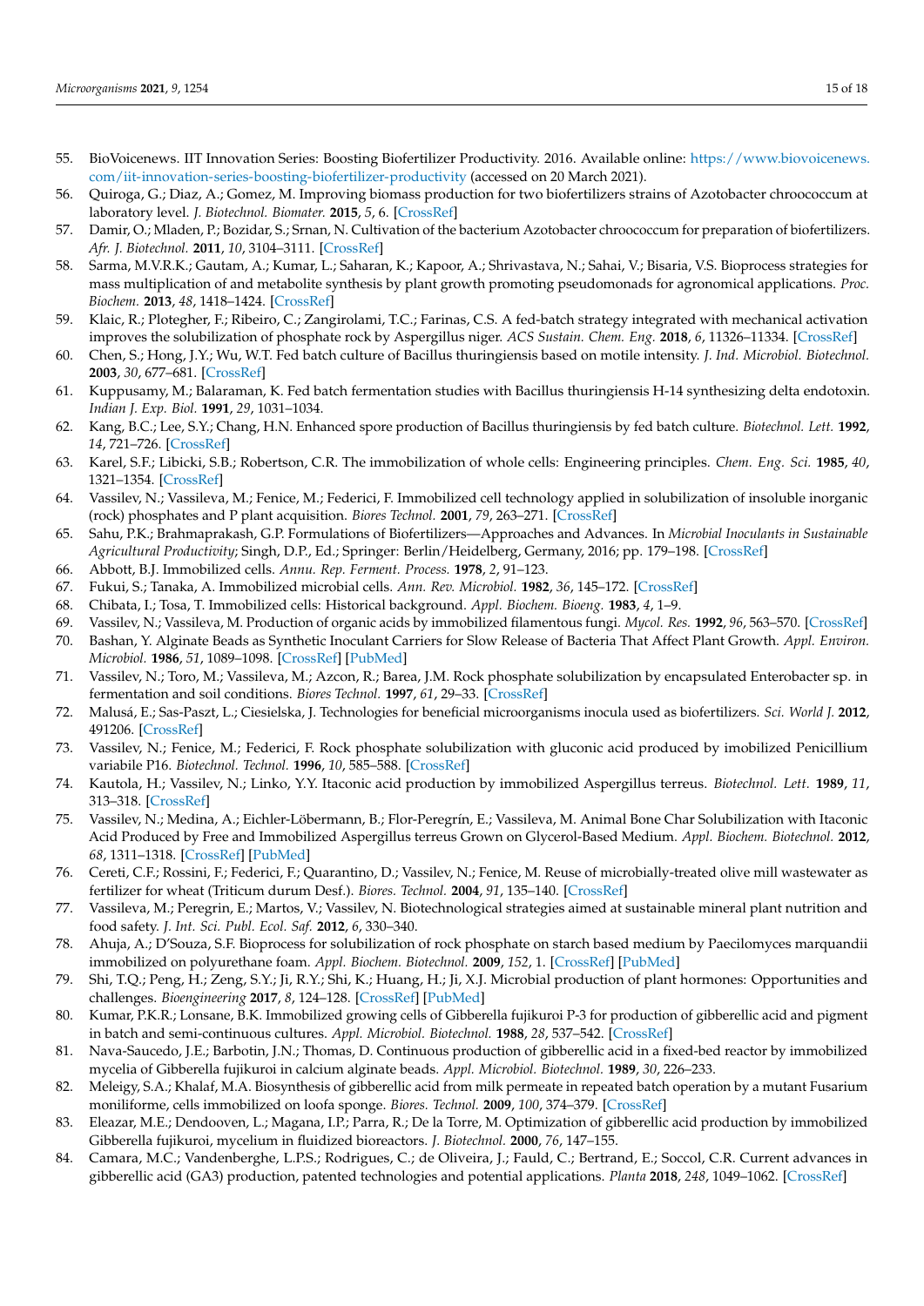55. BioVoicenews. IIT Innovation Series: Boosting Biofertilizer Productivity. 2016. Available online: https://www.biovoicenews.com/iit-innovation-series-boosting-biofertilizer-productivity (accessed on 20 March 2021).
56. Quiroga, G.; Diaz, A.; Gomez, M. Improving biomass production for two biofertilizers strains of Azotobacter chroococcum at laboratory level. *J. Biotechnol. Biomater.* **2015**, *5*, 6. [CrossRef]
57. Damir, O.; Mladen, P.; Bozidar, S.; Srnan, N. Cultivation of the bacterium Azotobacter chroococcum for preparation of biofertilizers. *Afr. J. Biotechnol.* **2011**, *10*, 3104–3111. [CrossRef]
58. Sarma, M.V.R.K.; Gautam, A.; Kumar, L.; Saharan, K.; Kapoor, A.; Shrivastava, N.; Sahai, V.; Bisaria, V.S. Bioprocess strategies for mass multiplication of and metabolite synthesis by plant growth promoting pseudomonads for agronomical applications. *Proc. Biochem.* **2013**, *48*, 1418–1424. [CrossRef]
59. Klaic, R.; Plotegher, F.; Ribeiro, C.; Zangirolami, T.C.; Farinas, C.S. A fed-batch strategy integrated with mechanical activation improves the solubilization of phosphate rock by Aspergillus niger. *ACS Sustain. Chem. Eng.* **2018**, *6*, 11326–11334. [CrossRef]
60. Chen, S.; Hong, J.Y.; Wu, W.T. Fed batch culture of Bacillus thuringiensis based on motile intensity. *J. Ind. Microbiol. Biotechnol.* **2003**, *30*, 677–681. [CrossRef]
61. Kuppusamy, M.; Balaraman, K. Fed batch fermentation studies with Bacillus thuringiensis H-14 synthesizing delta endotoxin. *Indian J. Exp. Biol.* **1991**, *29*, 1031–1034.
62. Kang, B.C.; Lee, S.Y.; Chang, H.N. Enhanced spore production of Bacillus thuringiensis by fed batch culture. *Biotechnol. Lett.* **1992**, *14*, 721–726. [CrossRef]
63. Karel, S.F.; Libicki, S.B.; Robertson, C.R. The immobilization of whole cells: Engineering principles. *Chem. Eng. Sci.* **1985**, *40*, 1321–1354. [CrossRef]
64. Vassilev, N.; Vassileva, M.; Fenice, M.; Federici, F. Immobilized cell technology applied in solubilization of insoluble inorganic (rock) phosphates and P plant acquisition. *Biores Technol.* **2001**, *79*, 263–271. [CrossRef]
65. Sahu, P.K.; Brahmaprakash, G.P. Formulations of Biofertilizers—Approaches and Advances. In *Microbial Inoculants in Sustainable Agricultural Productivity*; Singh, D.P., Ed.; Springer: Berlin/Heidelberg, Germany, 2016; pp. 179–198. [CrossRef]
66. Abbott, B.J. Immobilized cells. *Annu. Rep. Ferment. Process.* **1978**, *2*, 91–123.
67. Fukui, S.; Tanaka, A. Immobilized microbial cells. *Ann. Rev. Microbiol.* **1982**, *36*, 145–172. [CrossRef]
68. Chibata, I.; Tosa, T. Immobilized cells: Historical background. *Appl. Biochem. Bioeng.* **1983**, *4*, 1–9.
69. Vassilev, N.; Vassileva, M. Production of organic acids by immobilized filamentous fungi. *Mycol. Res.* **1992**, *96*, 563–570. [CrossRef]
70. Bashan, Y. Alginate Beads as Synthetic Inoculant Carriers for Slow Release of Bacteria That Affect Plant Growth. *Appl. Environ. Microbiol.* **1986**, *51*, 1089–1098. [CrossRef] [PubMed]
71. Vassilev, N.; Toro, M.; Vassileva, M.; Azcon, R.; Barea, J.M. Rock phosphate solubilization by encapsulated Enterobacter sp. in fermentation and soil conditions. *Biores Technol.* **1997**, *61*, 29–33. [CrossRef]
72. Malusá, E.; Sas-Paszt, L.; Ciesielska, J. Technologies for beneficial microorganisms inocula used as biofertilizers. *Sci. World J.* **2012**, 491206. [CrossRef]
73. Vassilev, N.; Fenice, M.; Federici, F. Rock phosphate solubilization with gluconic acid produced by imobilized Penicillium variabile P16. *Biotechnol. Technol.* **1996**, *10*, 585–588. [CrossRef]
74. Kautola, H.; Vassilev, N.; Linko, Y.Y. Itaconic acid production by immobilized Aspergillus terreus. *Biotechnol. Lett.* **1989**, *11*, 313–318. [CrossRef]
75. Vassilev, N.; Medina, A.; Eichler-Löbermann, B.; Flor-Peregrín, E.; Vassileva, M. Animal Bone Char Solubilization with Itaconic Acid Produced by Free and Immobilized Aspergillus terreus Grown on Glycerol-Based Medium. *Appl. Biochem. Biotechnol.* **2012**, *68*, 1311–1318. [CrossRef] [PubMed]
76. Cereti, C.F.; Rossini, F.; Federici, F.; Quarantino, D.; Vassilev, N.; Fenice, M. Reuse of microbially-treated olive mill wastewater as fertilizer for wheat (Triticum durum Desf.). *Biores. Technol.* **2004**, *91*, 135–140. [CrossRef]
77. Vassileva, M.; Peregrin, E.; Martos, V.; Vassilev, N. Biotechnological strategies aimed at sustainable mineral plant nutrition and food safety. *J. Int. Sci. Publ. Ecol. Saf.* **2012**, *6*, 330–340.
78. Ahuja, A.; D'Souza, S.F. Bioprocess for solubilization of rock phosphate on starch based medium by Paecilomyces marquandii immobilized on polyurethane foam. *Appl. Biochem. Biotechnol.* **2009**, *152*, 1. [CrossRef] [PubMed]
79. Shi, T.Q.; Peng, H.; Zeng, S.Y.; Ji, R.Y.; Shi, K.; Huang, H.; Ji, X.J. Microbial production of plant hormones: Opportunities and challenges. *Bioengineering* **2017**, *8*, 124–128. [CrossRef] [PubMed]
80. Kumar, P.K.R.; Lonsane, B.K. Immobilized growing cells of Gibberella fujikuroi P-3 for production of gibberellic acid and pigment in batch and semi-continuous cultures. *Appl. Microbiol. Biotechnol.* **1988**, *28*, 537–542. [CrossRef]
81. Nava-Saucedo, J.E.; Barbotin, J.N.; Thomas, D. Continuous production of gibberellic acid in a fixed-bed reactor by immobilized mycelia of Gibberella fujikuroi in calcium alginate beads. *Appl. Microbiol. Biotechnol.* **1989**, *30*, 226–233.
82. Meleigy, S.A.; Khalaf, M.A. Biosynthesis of gibberellic acid from milk permeate in repeated batch operation by a mutant Fusarium moniliforme, cells immobilized on loofa sponge. *Biores. Technol.* **2009**, *100*, 374–379. [CrossRef]
83. Eleazar, M.E.; Dendooven, L.; Magana, I.P.; Parra, R.; De la Torre, M. Optimization of gibberellic acid production by immobilized Gibberella fujikuroi, mycelium in fluidized bioreactors. *J. Biotechnol.* **2000**, *76*, 147–155.
84. Camara, M.C.; Vandenberghe, L.P.S.; Rodrigues, C.; de Oliveira, J.; Fauld, C.; Bertrand, E.; Soccol, C.R. Current advances in gibberellic acid (GA3) production, patented technologies and potential applications. *Planta* **2018**, *248*, 1049–1062. [CrossRef]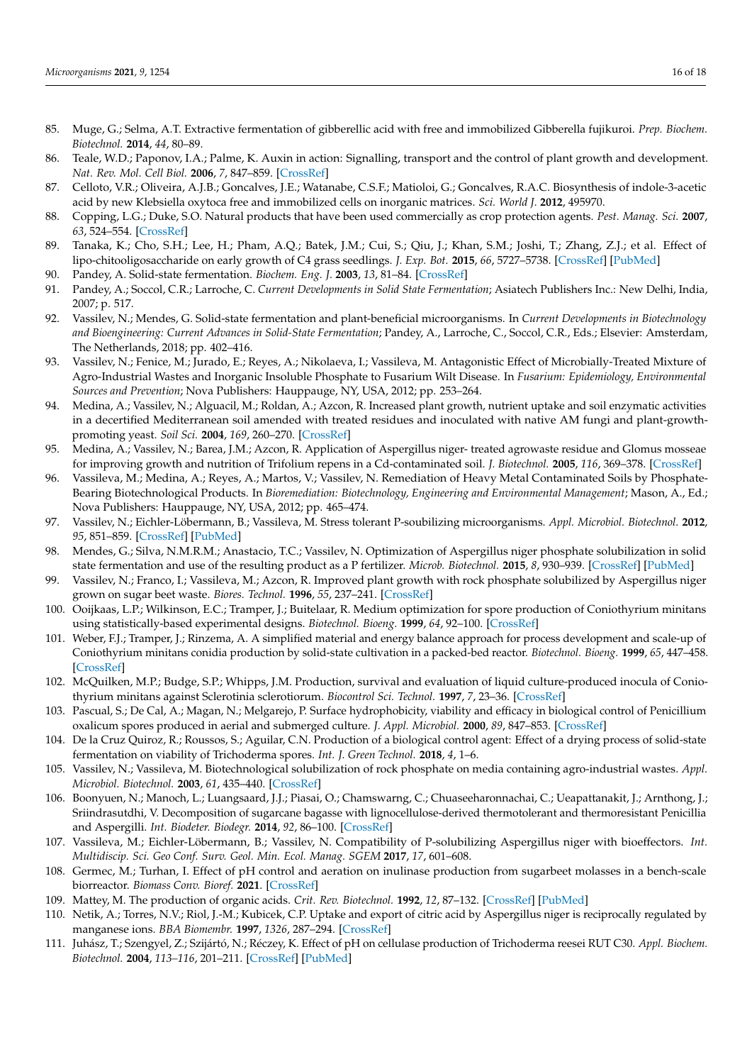85. Muge, G.; Selma, A.T. Extractive fermentation of gibberellic acid with free and immobilized Gibberella fujikuroi. *Prep. Biochem. Biotechnol.* **2014**, *44*, 80–89.
86. Teale, W.D.; Paponov, I.A.; Palme, K. Auxin in action: Signalling, transport and the control of plant growth and development. *Nat. Rev. Mol. Cell Biol.* **2006**, *7*, 847–859. [CrossRef]
87. Celloto, V.R.; Oliveira, A.J.B.; Goncalves, J.E.; Watanabe, C.S.F.; Matioloi, G.; Goncalves, R.A.C. Biosynthesis of indole-3-acetic acid by new Klebsiella oxytoca free and immobilized cells on inorganic matrices. *Sci. World J.* **2012**, 495970.
88. Copping, L.G.; Duke, S.O. Natural products that have been used commercially as crop protection agents. *Pest. Manag. Sci.* **2007**, *63*, 524–554. [CrossRef]
89. Tanaka, K.; Cho, S.H.; Lee, H.; Pham, A.Q.; Batek, J.M.; Cui, S.; Qiu, J.; Khan, S.M.; Joshi, T.; Zhang, Z.J.; et al. Effect of lipo-chitooligosaccharide on early growth of C4 grass seedlings. *J. Exp. Bot.* **2015**, *66*, 5727–5738. [CrossRef] [PubMed]
90. Pandey, A. Solid-state fermentation. *Biochem. Eng. J.* **2003**, *13*, 81–84. [CrossRef]
91. Pandey, A.; Soccol, C.R.; Larroche, C. *Current Developments in Solid State Fermentation*; Asiatech Publishers Inc.: New Delhi, India, 2007; p. 517.
92. Vassilev, N.; Mendes, G. Solid-state fermentation and plant-beneficial microorganisms. In *Current Developments in Biotechnology and Bioengineering: Current Advances in Solid-State Fermentation*; Pandey, A., Larroche, C., Soccol, C.R., Eds.; Elsevier: Amsterdam, The Netherlands, 2018; pp. 402–416.
93. Vassilev, N.; Fenice, M.; Jurado, E.; Reyes, A.; Nikolaeva, I.; Vassileva, M. Antagonistic Effect of Microbially-Treated Mixture of Agro-Industrial Wastes and Inorganic Insoluble Phosphate to Fusarium Wilt Disease. In *Fusarium: Epidemiology, Environmental Sources and Prevention*; Nova Publishers: Hauppauge, NY, USA, 2012; pp. 253–264.
94. Medina, A.; Vassilev, N.; Alguacil, M.; Roldan, A.; Azcon, R. Increased plant growth, nutrient uptake and soil enzymatic activities in a decertified Mediterranean soil amended with treated residues and inoculated with native AM fungi and plant-growth-promoting yeast. *Soil Sci.* **2004**, *169*, 260–270. [CrossRef]
95. Medina, A.; Vassilev, N.; Barea, J.M.; Azcon, R. Application of Aspergillus niger- treated agrowaste residue and Glomus mosseae for improving growth and nutrition of Trifolium repens in a Cd-contaminated soil. *J. Biotechnol.* **2005**, *116*, 369–378. [CrossRef]
96. Vassileva, M.; Medina, A.; Reyes, A.; Martos, V.; Vassilev, N. Remediation of Heavy Metal Contaminated Soils by Phosphate-Bearing Biotechnological Products. In *Bioremediation: Biotechnology, Engineering and Environmental Management*; Mason, A., Ed.; Nova Publishers: Hauppauge, NY, USA, 2012; pp. 465–474.
97. Vassilev, N.; Eichler-Löbermann, B.; Vassileva, M. Stress tolerant P-soubilizing microorganisms. *Appl. Microbiol. Biotechnol.* **2012**, *95*, 851–859. [CrossRef] [PubMed]
98. Mendes, G.; Silva, N.M.R.M.; Anastacio, T.C.; Vassilev, N. Optimization of Aspergillus niger phosphate solubilization in solid state fermentation and use of the resulting product as a P fertilizer. *Microb. Biotechnol.* **2015**, *8*, 930–939. [CrossRef] [PubMed]
99. Vassilev, N.; Franco, I.; Vassileva, M.; Azcon, R. Improved plant growth with rock phosphate solubilized by Aspergillus niger grown on sugar beet waste. *Biores. Technol.* **1996**, *55*, 237–241. [CrossRef]
100. Ooijkaas, L.P.; Wilkinson, E.C.; Tramper, J.; Buitelaar, R. Medium optimization for spore production of Coniothyrium minitans using statistically-based experimental designs. *Biotechnol. Bioeng.* **1999**, *64*, 92–100. [CrossRef]
101. Weber, F.J.; Tramper, J.; Rinzema, A. A simplified material and energy balance approach for process development and scale-up of Coniothyrium minitans conidia production by solid-state cultivation in a packed-bed reactor. *Biotechnol. Bioeng.* **1999**, *65*, 447–458. [CrossRef]
102. McQuilken, M.P.; Budge, S.P.; Whipps, J.M. Production, survival and evaluation of liquid culture-produced inocula of Coniothyrium minitans against Sclerotinia sclerotiorum. *Biocontrol Sci. Technol.* **1997**, *7*, 23–36. [CrossRef]
103. Pascual, S.; De Cal, A.; Magan, N.; Melgarejo, P. Surface hydrophobicity, viability and efficacy in biological control of Penicillium oxalicum spores produced in aerial and submerged culture. *J. Appl. Microbiol.* **2000**, *89*, 847–853. [CrossRef]
104. De la Cruz Quiroz, R.; Roussos, S.; Aguilar, C.N. Production of a biological control agent: Effect of a drying process of solid-state fermentation on viability of Trichoderma spores. *Int. J. Green Technol.* **2018**, *4*, 1–6.
105. Vassilev, N.; Vassileva, M. Biotechnological solubilization of rock phosphate on media containing agro-industrial wastes. *Appl. Microbiol. Biotechnol.* **2003**, *61*, 435–440. [CrossRef]
106. Boonyuen, N.; Manoch, L.; Luangsaard, J.J.; Piasai, O.; Chamswarng, C.; Chuaseeharonnachai, C.; Ueapattanakit, J.; Arnthong, J.; Sriindrasutdhi, V. Decomposition of sugarcane bagasse with lignocellulose-derived thermotolerant and thermoresistant Penicillia and Aspergilli. *Int. Biodeter. Biodegr.* **2014**, *92*, 86–100. [CrossRef]
107. Vassileva, M.; Eichler-Löbermann, B.; Vassilev, N. Compatibility of P-solubilizing Aspergillus niger with bioeffectors. *Int. Multidiscip. Sci. Geo Conf. Surv. Geol. Min. Ecol. Manag. SGEM* **2017**, *17*, 601–608.
108. Germec, M.; Turhan, I. Effect of pH control and aeration on inulinase production from sugarbeet molasses in a bench-scale biorreactor. *Biomass Conv. Bioref.* **2021**. [CrossRef]
109. Mattey, M. The production of organic acids. *Crit. Rev. Biotechnol.* **1992**, *12*, 87–132. [CrossRef] [PubMed]
110. Netik, A.; Torres, N.V.; Riol, J.-M.; Kubicek, C.P. Uptake and export of citric acid by Aspergillus niger is reciprocally regulated by manganese ions. *BBA Biomembr.* **1997**, *1326*, 287–294. [CrossRef]
111. Juhász, T.; Szengyel, Z.; Szijártó, N.; Réczey, K. Effect of pH on cellulase production of Trichoderma reesei RUT C30. *Appl. Biochem. Biotechnol.* **2004**, *113–116*, 201–211. [CrossRef] [PubMed]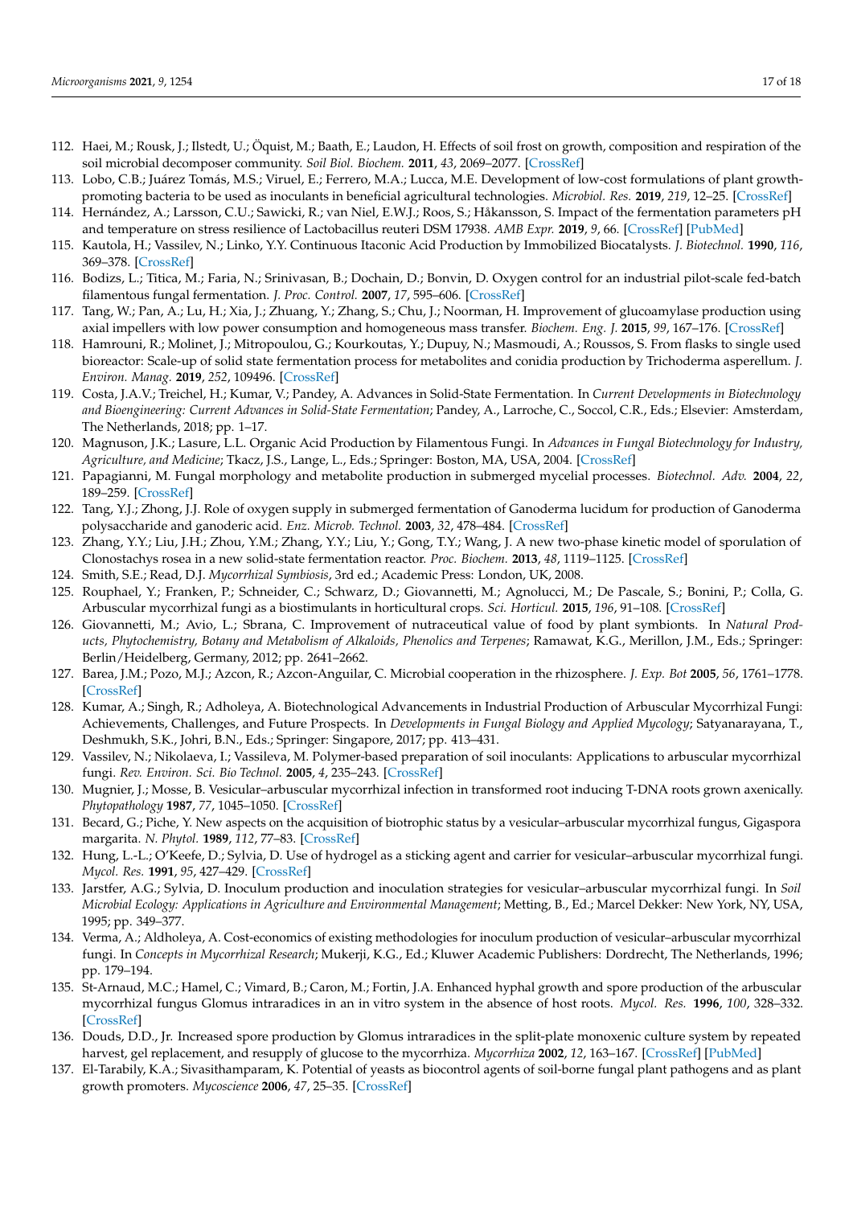112. Haei, M.; Rousk, J.; Ilstedt, U.; Öquist, M.; Baath, E.; Laudon, H. Effects of soil frost on growth, composition and respiration of the soil microbial decomposer community. *Soil Biol. Biochem.* **2011**, *43*, 2069–2077. [CrossRef]
113. Lobo, C.B.; Juárez Tomás, M.S.; Viruel, E.; Ferrero, M.A.; Lucca, M.E. Development of low-cost formulations of plant growth-promoting bacteria to be used as inoculants in beneficial agricultural technologies. *Microbiol. Res.* **2019**, *219*, 12–25. [CrossRef]
114. Hernández, A.; Larsson, C.U.; Sawicki, R.; van Niel, E.W.J.; Roos, S.; Håkansson, S. Impact of the fermentation parameters pH and temperature on stress resilience of Lactobacillus reuteri DSM 17938. *AMB Expr.* **2019**, *9*, 66. [CrossRef] [PubMed]
115. Kautola, H.; Vassilev, N.; Linko, Y.Y. Continuous Itaconic Acid Production by Immobilized Biocatalysts. *J. Biotechnol.* **1990**, *116*, 369–378. [CrossRef]
116. Bodizs, L.; Titica, M.; Faria, N.; Srinivasan, B.; Dochain, D.; Bonvin, D. Oxygen control for an industrial pilot-scale fed-batch filamentous fungal fermentation. *J. Proc. Control.* **2007**, *17*, 595–606. [CrossRef]
117. Tang, W.; Pan, A.; Lu, H.; Xia, J.; Zhuang, Y.; Zhang, S.; Chu, J.; Noorman, H. Improvement of glucoamylase production using axial impellers with low power consumption and homogeneous mass transfer. *Biochem. Eng. J.* **2015**, *99*, 167–176. [CrossRef]
118. Hamrouni, R.; Molinet, J.; Mitropoulou, G.; Kourkoutas, Y.; Dupuy, N.; Masmoudi, A.; Roussos, S. From flasks to single used bioreactor: Scale-up of solid state fermentation process for metabolites and conidia production by Trichoderma asperellum. *J. Environ. Manag.* **2019**, *252*, 109496. [CrossRef]
119. Costa, J.A.V.; Treichel, H.; Kumar, V.; Pandey, A. Advances in Solid-State Fermentation. In *Current Developments in Biotechnology and Bioengineering: Current Advances in Solid-State Fermentation*; Pandey, A., Larroche, C., Soccol, C.R., Eds.; Elsevier: Amsterdam, The Netherlands, 2018; pp. 1–17.
120. Magnuson, J.K.; Lasure, L.L. Organic Acid Production by Filamentous Fungi. In *Advances in Fungal Biotechnology for Industry, Agriculture, and Medicine*; Tkacz, J.S., Lange, L., Eds.; Springer: Boston, MA, USA, 2004. [CrossRef]
121. Papagianni, M. Fungal morphology and metabolite production in submerged mycelial processes. *Biotechnol. Adv.* **2004**, *22*, 189–259. [CrossRef]
122. Tang, Y.J.; Zhong, J.J. Role of oxygen supply in submerged fermentation of Ganoderma lucidum for production of Ganoderma polysaccharide and ganoderic acid. *Enz. Microb. Technol.* **2003**, *32*, 478–484. [CrossRef]
123. Zhang, Y.Y.; Liu, J.H.; Zhou, Y.M.; Zhang, Y.Y.; Liu, Y.; Gong, T.Y.; Wang, J. A new two-phase kinetic model of sporulation of Clonostachys rosea in a new solid-state fermentation reactor. *Proc. Biochem.* **2013**, *48*, 1119–1125. [CrossRef]
124. Smith, S.E.; Read, D.J. *Mycorrhizal Symbiosis*, 3rd ed.; Academic Press: London, UK, 2008.
125. Rouphael, Y.; Franken, P.; Schneider, C.; Schwarz, D.; Giovannetti, M.; Agnolucci, M.; De Pascale, S.; Bonini, P.; Colla, G. Arbuscular mycorrhizal fungi as a biostimulants in horticultural crops. *Sci. Horticul.* **2015**, *196*, 91–108. [CrossRef]
126. Giovannetti, M.; Avio, L.; Sbrana, C. Improvement of nutraceutical value of food by plant symbionts. In *Natural Products, Phytochemistry, Botany and Metabolism of Alkaloids, Phenolics and Terpenes*; Ramawat, K.G., Merillon, J.M., Eds.; Springer: Berlin/Heidelberg, Germany, 2012; pp. 2641–2662.
127. Barea, J.M.; Pozo, M.J.; Azcon, R.; Azcon-Aguilar, C. Microbial cooperation in the rhizosphere. *J. Exp. Bot* **2005**, *56*, 1761–1778. [CrossRef]
128. Kumar, A.; Singh, R.; Adholeya, A. Biotechnological Advancements in Industrial Production of Arbuscular Mycorrhizal Fungi: Achievements, Challenges, and Future Prospects. In *Developments in Fungal Biology and Applied Mycology*; Satyanarayana, T., Deshmukh, S.K., Johri, B.N., Eds.; Springer: Singapore, 2017; pp. 413–431.
129. Vassilev, N.; Nikolaeva, I.; Vassileva, M. Polymer-based preparation of soil inoculants: Applications to arbuscular mycorrhizal fungi. *Rev. Environ. Sci. Bio Technol.* **2005**, *4*, 235–243. [CrossRef]
130. Mugnier, J.; Mosse, B. Vesicular–arbuscular mycorrhizal infection in transformed root inducing T-DNA roots grown axenically. *Phytopathology* **1987**, *77*, 1045–1050. [CrossRef]
131. Becard, G.; Piche, Y. New aspects on the acquisition of biotrophic status by a vesicular–arbuscular mycorrhizal fungus, Gigaspora margarita. *N. Phytol.* **1989**, *112*, 77–83. [CrossRef]
132. Hung, L.-L.; O'Keefe, D.; Sylvia, D. Use of hydrogel as a sticking agent and carrier for vesicular–arbuscular mycorrhizal fungi. *Mycol. Res.* **1991**, *95*, 427–429. [CrossRef]
133. Jarstfer, A.G.; Sylvia, D. Inoculum production and inoculation strategies for vesicular–arbuscular mycorrhizal fungi. In *Soil Microbial Ecology: Applications in Agriculture and Environmental Management*; Metting, B., Ed.; Marcel Dekker: New York, NY, USA, 1995; pp. 349–377.
134. Verma, A.; Aldholeya, A. Cost-economics of existing methodologies for inoculum production of vesicular–arbuscular mycorrhizal fungi. In *Concepts in Mycorrhizal Research*; Mukerji, K.G., Ed.; Kluwer Academic Publishers: Dordrecht, The Netherlands, 1996; pp. 179–194.
135. St-Arnaud, M.C.; Hamel, C.; Vimard, B.; Caron, M.; Fortin, J.A. Enhanced hyphal growth and spore production of the arbuscular mycorrhizal fungus Glomus intraradices in an in vitro system in the absence of host roots. *Mycol. Res.* **1996**, *100*, 328–332. [CrossRef]
136. Douds, D.D., Jr. Increased spore production by Glomus intraradices in the split-plate monoxenic culture system by repeated harvest, gel replacement, and resupply of glucose to the mycorrhiza. *Mycorrhiza* **2002**, *12*, 163–167. [CrossRef] [PubMed]
137. El-Tarabily, K.A.; Sivasithamparam, K. Potential of yeasts as biocontrol agents of soil-borne fungal plant pathogens and as plant growth promoters. *Mycoscience* **2006**, *47*, 25–35. [CrossRef]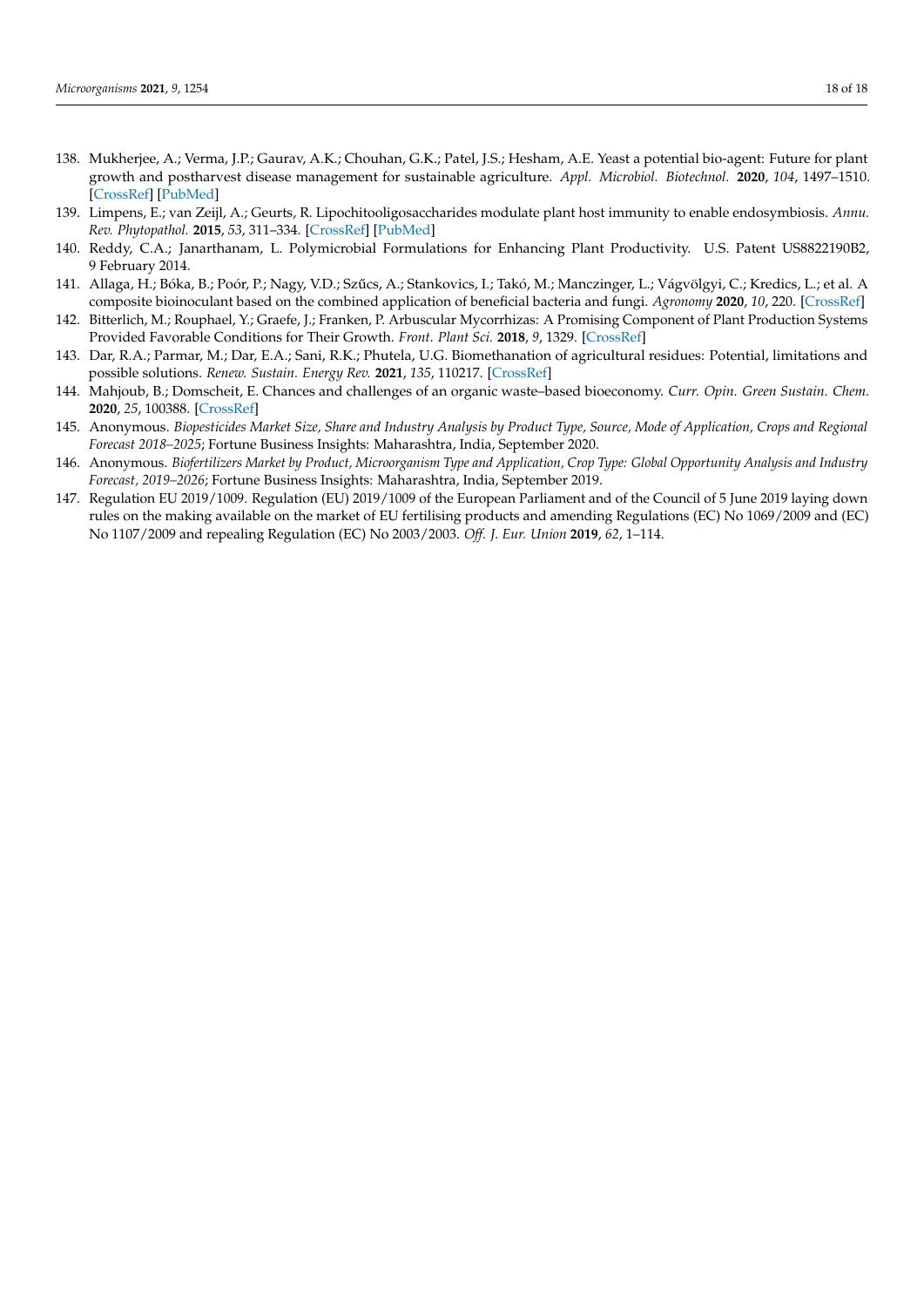138. Mukherjee, A.; Verma, J.P.; Gaurav, A.K.; Chouhan, G.K.; Patel, J.S.; Hesham, A.E. Yeast a potential bio-agent: Future for plant growth and postharvest disease management for sustainable agriculture. *Appl. Microbiol. Biotechnol.* **2020**, *104*, 1497–1510. [CrossRef] [PubMed]
139. Limpens, E.; van Zeijl, A.; Geurts, R. Lipochitooligosaccharides modulate plant host immunity to enable endosymbiosis. *Annu. Rev. Phytopathol.* **2015**, *53*, 311–334. [CrossRef] [PubMed]
140. Reddy, C.A.; Janarthanam, L. Polymicrobial Formulations for Enhancing Plant Productivity. U.S. Patent US8822190B2, 9 February 2014.
141. Allaga, H.; Bóka, B.; Poór, P.; Nagy, V.D.; Szűcs, A.; Stankovics, I.; Takó, M.; Manczinger, L.; Vágvölgyi, C.; Kredics, L.; et al. A composite bioinoculant based on the combined application of beneficial bacteria and fungi. *Agronomy* **2020**, *10*, 220. [CrossRef]
142. Bitterlich, M.; Rouphael, Y.; Graefe, J.; Franken, P. Arbuscular Mycorrhizas: A Promising Component of Plant Production Systems Provided Favorable Conditions for Their Growth. *Front. Plant Sci.* **2018**, *9*, 1329. [CrossRef]
143. Dar, R.A.; Parmar, M.; Dar, E.A.; Sani, R.K.; Phutela, U.G. Biomethanation of agricultural residues: Potential, limitations and possible solutions. *Renew. Sustain. Energy Rev.* **2021**, *135*, 110217. [CrossRef]
144. Mahjoub, B.; Domscheit, E. Chances and challenges of an organic waste–based bioeconomy. *Curr. Opin. Green Sustain. Chem.* **2020**, *25*, 100388. [CrossRef]
145. Anonymous. *Biopesticides Market Size, Share and Industry Analysis by Product Type, Source, Mode of Application, Crops and Regional Forecast 2018–2025*; Fortune Business Insights: Maharashtra, India, September 2020.
146. Anonymous. *Biofertilizers Market by Product, Microorganism Type and Application, Crop Type: Global Opportunity Analysis and Industry Forecast, 2019–2026*; Fortune Business Insights: Maharashtra, India, September 2019.
147. Regulation EU 2019/1009. Regulation (EU) 2019/1009 of the European Parliament and of the Council of 5 June 2019 laying down rules on the making available on the market of EU fertilising products and amending Regulations (EC) No 1069/2009 and (EC) No 1107/2009 and repealing Regulation (EC) No 2003/2003. *Off. J. Eur. Union* **2019**, *62*, 1–114.